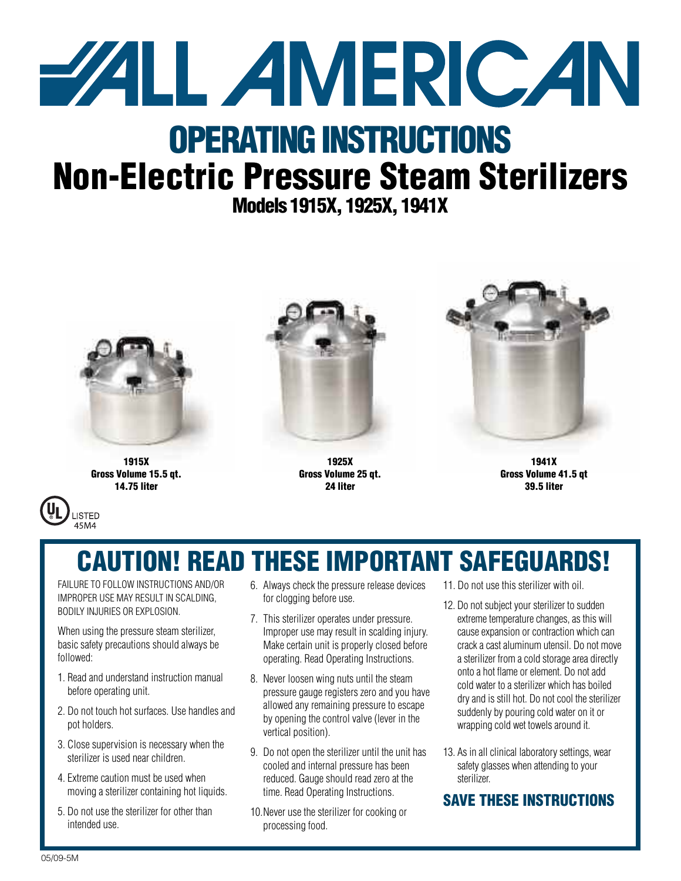# ALL AMERICAN

# OPERATING INSTRUCTIONS

# Non-Electric Pressure Steam Sterilizers

## Models 1915X, 1925X, 1941X

**1915X**
**Gross Volume 15.5 qt.**
**14.75 liter**

**1925X**
**Gross Volume 25 qt.**
**24 liter**

**1941X**
**Gross Volume 41.5 qt**
**39.5 liter**

UL LISTED 45M4

## CAUTION! READ THESE IMPORTANT SAFEGUARDS!

FAILURE TO FOLLOW INSTRUCTIONS AND/OR IMPROPER USE MAY RESULT IN SCALDING, BODILY INJURIES OR EXPLOSION.

When using the pressure steam sterilizer, basic safety precautions should always be followed:

1. Read and understand instruction manual before operating unit.
2. Do not touch hot surfaces. Use handles and pot holders.
3. Close supervision is necessary when the sterilizer is used near children.
4. Extreme caution must be used when moving a sterilizer containing hot liquids.
5. Do not use the sterilizer for other than intended use.
6. Always check the pressure release devices for clogging before use.
7. This sterilizer operates under pressure. Improper use may result in scalding injury. Make certain unit is properly closed before operating. Read Operating Instructions.
8. Never loosen wing nuts until the steam pressure gauge registers zero and you have allowed any remaining pressure to escape by opening the control valve (lever in the vertical position).
9. Do not open the sterilizer until the unit has cooled and internal pressure has been reduced. Gauge should read zero at the time. Read Operating Instructions.
10. Never use the sterilizer for cooking or processing food.
11. Do not use this sterilizer with oil.
12. Do not subject your sterilizer to sudden extreme temperature changes, as this will cause expansion or contraction which can crack a cast aluminum utensil. Do not move a sterilizer from a cold storage area directly onto a hot flame or element. Do not add cold water to a sterilizer which has boiled dry and is still hot. Do not cool the sterilizer suddenly by pouring cold water on it or wrapping cold wet towels around it.
13. As in all clinical laboratory settings, wear safety glasses when attending to your sterilizer.

### SAVE THESE INSTRUCTIONS

05/09-5M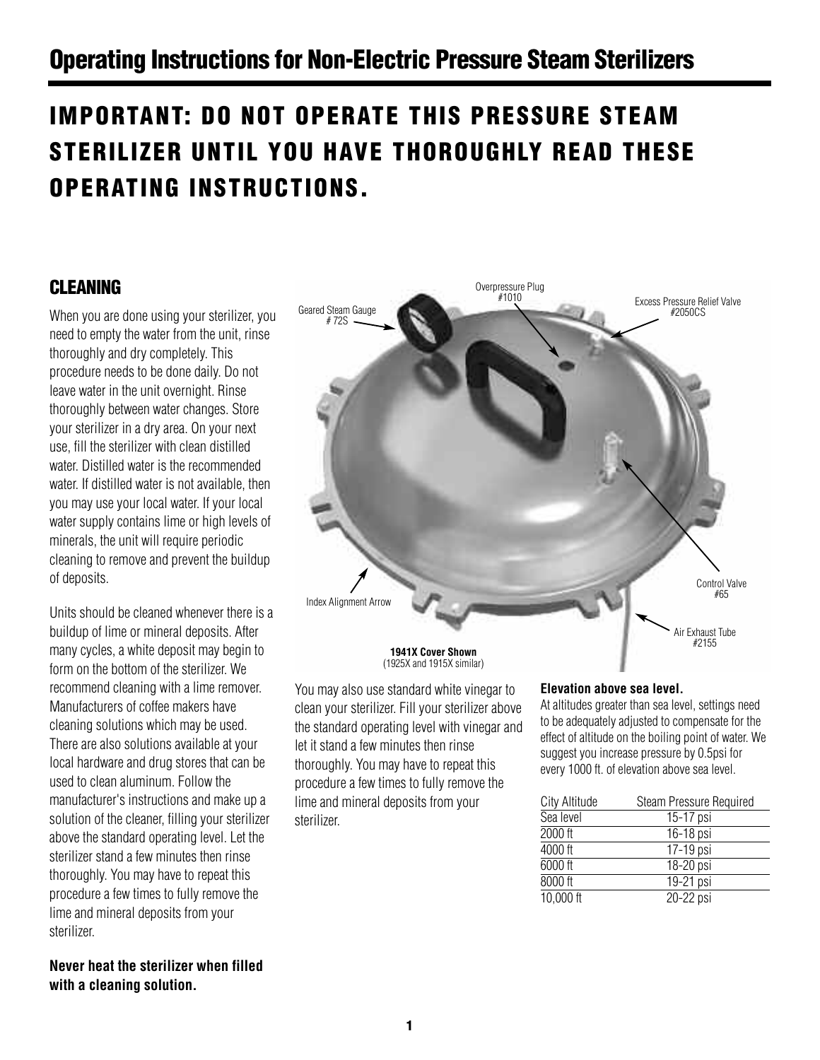# Operating Instructions for Non-Electric Pressure Steam Sterilizers

## IMPORTANT: DO NOT OPERATE THIS PRESSURE STEAM STERILIZER UNTIL YOU HAVE THOROUGHLY READ THESE OPERATING INSTRUCTIONS.

### CLEANING

When you are done using your sterilizer, you need to empty the water from the unit, rinse thoroughly and dry completely. This procedure needs to be done daily. Do not leave water in the unit overnight. Rinse thoroughly between water changes. Store your sterilizer in a dry area. On your next use, fill the sterilizer with clean distilled water. Distilled water is the recommended water. If distilled water is not available, then you may use your local water. If your local water supply contains lime or high levels of minerals, the unit will require periodic cleaning to remove and prevent the buildup of deposits.

Units should be cleaned whenever there is a buildup of lime or mineral deposits. After many cycles, a white deposit may begin to form on the bottom of the sterilizer. We recommend cleaning with a lime remover. Manufacturers of coffee makers have cleaning solutions which may be used. There are also solutions available at your local hardware and drug stores that can be used to clean aluminum. Follow the manufacturer's instructions and make up a solution of the cleaner, filling your sterilizer above the standard operating level. Let the sterilizer stand a few minutes then rinse thoroughly. You may have to repeat this procedure a few times to fully remove the lime and mineral deposits from your sterilizer.

**Never heat the sterilizer when filled with a cleaning solution.**

Geared Steam Gauge # 72S

Overpressure Plug #1010

Excess Pressure Relief Valve #2050CS

Control Valve #65

Index Alignment Arrow

Air Exhaust Tube #2155

**1941X Cover Shown**
(1925X and 1915X similar)

You may also use standard white vinegar to clean your sterilizer. Fill your sterilizer above the standard operating level with vinegar and let it stand a few minutes then rinse thoroughly. You may have to repeat this procedure a few times to fully remove the lime and mineral deposits from your sterilizer.

**Elevation above sea level.**

At altitudes greater than sea level, settings need to be adequately adjusted to compensate for the effect of altitude on the boiling point of water. We suggest you increase pressure by 0.5psi for every 1000 ft. of elevation above sea level.

| City Altitude | Steam Pressure Required |
|---|---|
| Sea level | 15-17 psi |
| 2000 ft | 16-18 psi |
| 4000 ft | 17-19 psi |
| 6000 ft | 18-20 psi |
| 8000 ft | 19-21 psi |
| 10,000 ft | 20-22 psi |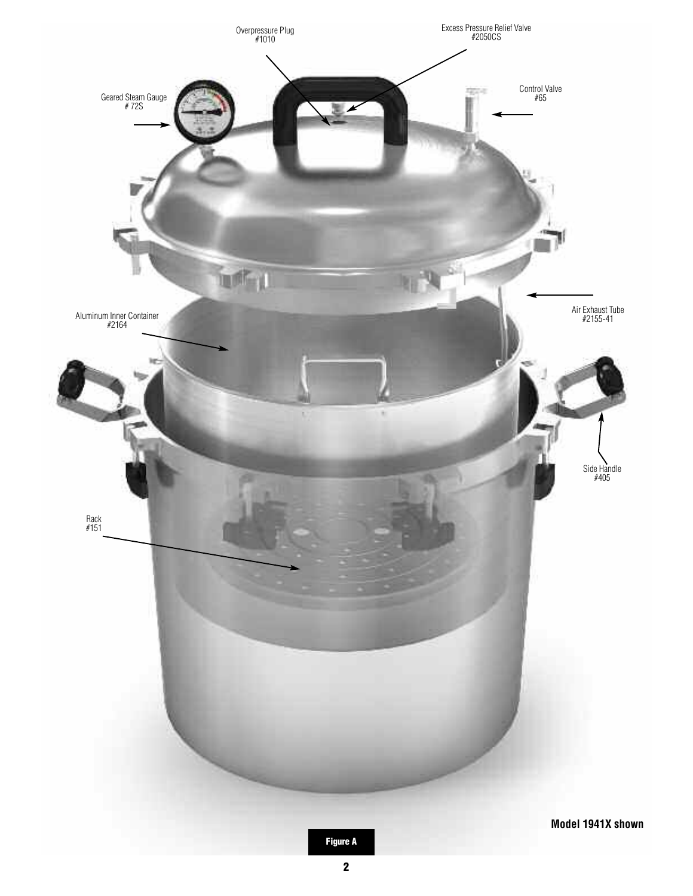Overpressure Plug
#1010

Excess Pressure Relief Valve
#2050CS

Geared Steam Gauge
# 72S

Control Valve
#65

Air Exhaust Tube
#2155-41

Aluminum Inner Container
#2164

Side Handle
#405

Rack
#151

**Model 1941X shown**

**Figure A**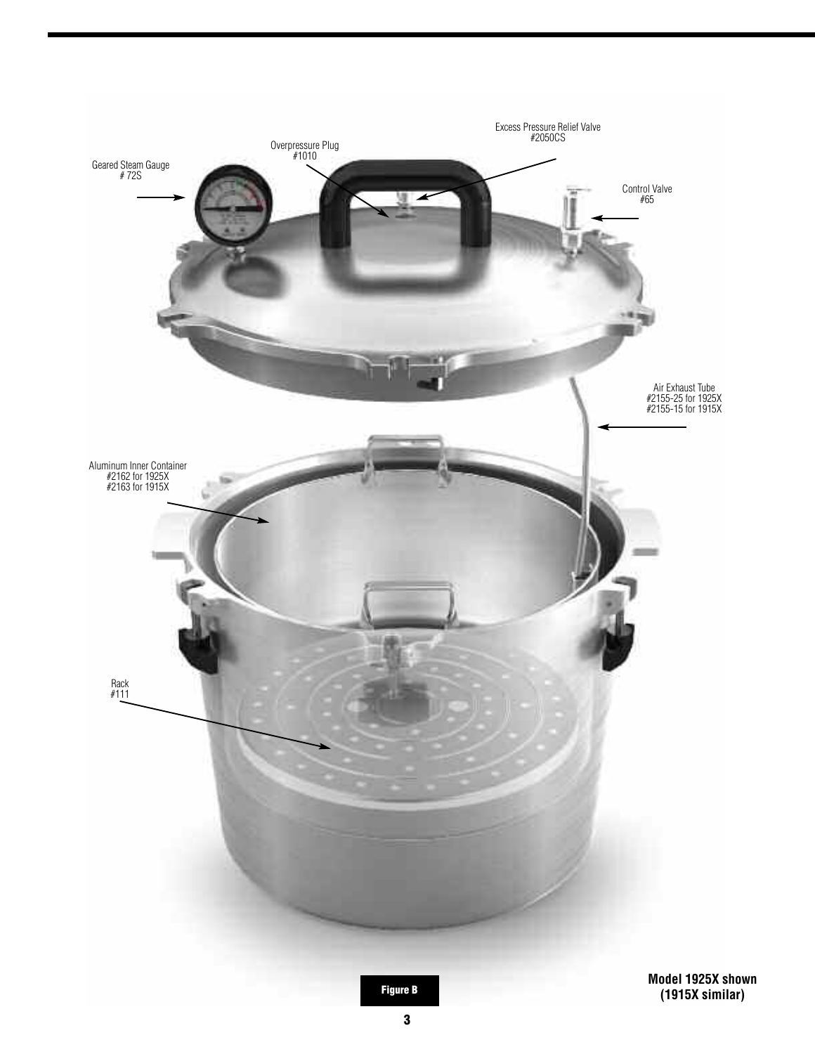Geared Steam Gauge
# 72S

Overpressure Plug
#1010

Excess Pressure Relief Valve
#2050CS

Control Valve
#65

Air Exhaust Tube
#2155-25 for 1925X
#2155-15 for 1915X

Aluminum Inner Container
#2162 for 1925X
#2163 for 1915X

Rack
#111

**Figure B**

**Model 1925X shown (1915X similar)**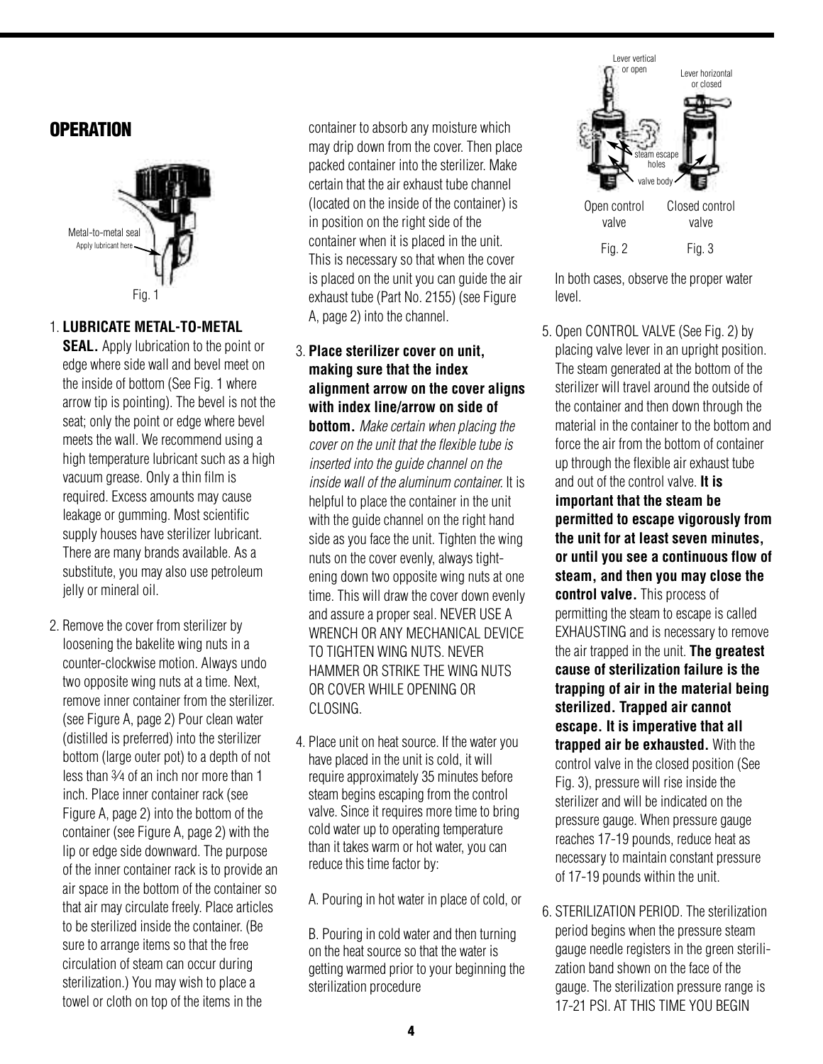## OPERATION

Metal-to-metal seal
Apply lubricant here

Fig. 1

1. **LUBRICATE METAL-TO-METAL SEAL.** Apply lubrication to the point or edge where side wall and bevel meet on the inside of bottom (See Fig. 1 where arrow tip is pointing). The bevel is not the seat; only the point or edge where bevel meets the wall. We recommend using a high temperature lubricant such as a high vacuum grease. Only a thin film is required. Excess amounts may cause leakage or gumming. Most scientific supply houses have sterilizer lubricant. There are many brands available. As a substitute, you may also use petroleum jelly or mineral oil.

2. Remove the cover from sterilizer by loosening the bakelite wing nuts in a counter-clockwise motion. Always undo two opposite wing nuts at a time. Next, remove inner container from the sterilizer. (see Figure A, page 2) Pour clean water (distilled is preferred) into the sterilizer bottom (large outer pot) to a depth of not less than ¾ of an inch nor more than 1 inch. Place inner container rack (see Figure A, page 2) into the bottom of the container (see Figure A, page 2) with the lip or edge side downward. The purpose of the inner container rack is to provide an air space in the bottom of the container so that air may circulate freely. Place articles to be sterilized inside the container. (Be sure to arrange items so that the free circulation of steam can occur during sterilization.) You may wish to place a towel or cloth on top of the items in the container to absorb any moisture which may drip down from the cover. Then place packed container into the sterilizer. Make certain that the air exhaust tube channel (located on the inside of the container) is in position on the right side of the container when it is placed in the unit. This is necessary so that when the cover is placed on the unit you can guide the air exhaust tube (Part No. 2155) (see Figure A, page 2) into the channel.

3. **Place sterilizer cover on unit, making sure that the index alignment arrow on the cover aligns with index line/arrow on side of bottom.** *Make certain when placing the cover on the unit that the flexible tube is inserted into the guide channel on the inside wall of the aluminum container.* It is helpful to place the container in the unit with the guide channel on the right hand side as you face the unit. Tighten the wing nuts on the cover evenly, always tightening down two opposite wing nuts at one time. This will draw the cover down evenly and assure a proper seal. NEVER USE A WRENCH OR ANY MECHANICAL DEVICE TO TIGHTEN WING NUTS. NEVER HAMMER OR STRIKE THE WING NUTS OR COVER WHILE OPENING OR CLOSING.

4. Place unit on heat source. If the water you have placed in the unit is cold, it will require approximately 35 minutes before steam begins escaping from the control valve. Since it requires more time to bring cold water up to operating temperature than it takes warm or hot water, you can reduce this time factor by:

   A. Pouring in hot water in place of cold, or

   B. Pouring in cold water and then turning on the heat source so that the water is getting warmed prior to your beginning the sterilization procedure

Lever vertical or open — Lever horizontal or closed — steam escape holes — valve body

Open control valve — Closed control valve

Fig. 2 — Fig. 3

In both cases, observe the proper water level.

5. Open CONTROL VALVE (See Fig. 2) by placing valve lever in an upright position. The steam generated at the bottom of the sterilizer will travel around the outside of the container and then down through the material in the container to the bottom and force the air from the bottom of container up through the flexible air exhaust tube and out of the control valve. **It is important that the steam be permitted to escape vigorously from the unit for at least seven minutes, or until you see a continuous flow of steam, and then you may close the control valve.** This process of permitting the steam to escape is called EXHAUSTING and is necessary to remove the air trapped in the unit. **The greatest cause of sterilization failure is the trapping of air in the material being sterilized. Trapped air cannot escape. It is imperative that all trapped air be exhausted.** With the control valve in the closed position (See Fig. 3), pressure will rise inside the sterilizer and will be indicated on the pressure gauge. When pressure gauge reaches 17-19 pounds, reduce heat as necessary to maintain constant pressure of 17-19 pounds within the unit.

6. STERILIZATION PERIOD. The sterilization period begins when the pressure steam gauge needle registers in the green sterilization band shown on the face of the gauge. The sterilization pressure range is 17-21 PSI. AT THIS TIME YOU BEGIN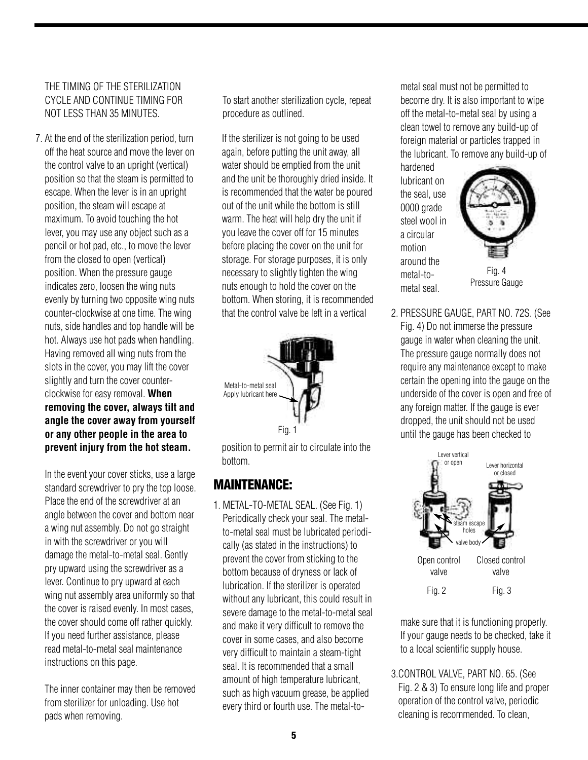THE TIMING OF THE STERILIZATION CYCLE AND CONTINUE TIMING FOR NOT LESS THAN 35 MINUTES.

7. At the end of the sterilization period, turn off the heat source and move the lever on the control valve to an upright (vertical) position so that the steam is permitted to escape. When the lever is in an upright position, the steam will escape at maximum. To avoid touching the hot lever, you may use any object such as a pencil or hot pad, etc., to move the lever from the closed to open (vertical) position. When the pressure gauge indicates zero, loosen the wing nuts evenly by turning two opposite wing nuts counter-clockwise at one time. The wing nuts, side handles and top handle will be hot. Always use hot pads when handling. Having removed all wing nuts from the slots in the cover, you may lift the cover slightly and turn the cover counter-clockwise for easy removal. **When removing the cover, always tilt and angle the cover away from yourself or any other people in the area to prevent injury from the hot steam.**

   In the event your cover sticks, use a large standard screwdriver to pry the top loose. Place the end of the screwdriver at an angle between the cover and bottom near a wing nut assembly. Do not go straight in with the screwdriver or you will damage the metal-to-metal seal. Gently pry upward using the screwdriver as a lever. Continue to pry upward at each wing nut assembly area uniformly so that the cover is raised evenly. In most cases, the cover should come off rather quickly. If you need further assistance, please read metal-to-metal seal maintenance instructions on this page.

   The inner container may then be removed from sterilizer for unloading. Use hot pads when removing.

   To start another sterilization cycle, repeat procedure as outlined.

   If the sterilizer is not going to be used again, before putting the unit away, all water should be emptied from the unit and the unit be thoroughly dried inside. It is recommended that the water be poured out of the unit while the bottom is still warm. The heat will help dry the unit if you leave the cover off for 15 minutes before placing the cover on the unit for storage. For storage purposes, it is only necessary to slightly tighten the wing nuts enough to hold the cover on the bottom. When storing, it is recommended that the control valve be left in a vertical position to permit air to circulate into the bottom.

Metal-to-metal seal
Apply lubricant here

Fig. 1

## MAINTENANCE:

1. METAL-TO-METAL SEAL. (See Fig. 1) Periodically check your seal. The metal-to-metal seal must be lubricated periodically (as stated in the instructions) to prevent the cover from sticking to the bottom because of dryness or lack of lubrication. If the sterilizer is operated without any lubricant, this could result in severe damage to the metal-to-metal seal and make it very difficult to remove the cover in some cases, and also become very difficult to maintain a steam-tight seal. It is recommended that a small amount of high temperature lubricant, such as high vacuum grease, be applied every third or fourth use. The metal-to-metal seal must not be permitted to become dry. It is also important to wipe off the metal-to-metal seal by using a clean towel to remove any build-up of foreign material or particles trapped in the lubricant. To remove any build-up of hardened lubricant on the seal, use 0000 grade steel wool in a circular motion around the metal-to-metal seal.

Fig. 4
Pressure Gauge

2. PRESSURE GAUGE, PART NO. 72S. (See Fig. 4) Do not immerse the pressure gauge in water when cleaning the unit. The pressure gauge normally does not require any maintenance except to make certain the opening into the gauge on the underside of the cover is open and free of any foreign matter. If the gauge is ever dropped, the unit should not be used until the gauge has been checked to make sure that it is functioning properly. If your gauge needs to be checked, take it to a local scientific supply house.

Lever vertical or open — Lever horizontal or closed — steam escape holes — valve body

Open control valve — Fig. 2

Closed control valve — Fig. 3

3. CONTROL VALVE, PART NO. 65. (See Fig. 2 & 3) To ensure long life and proper operation of the control valve, periodic cleaning is recommended. To clean,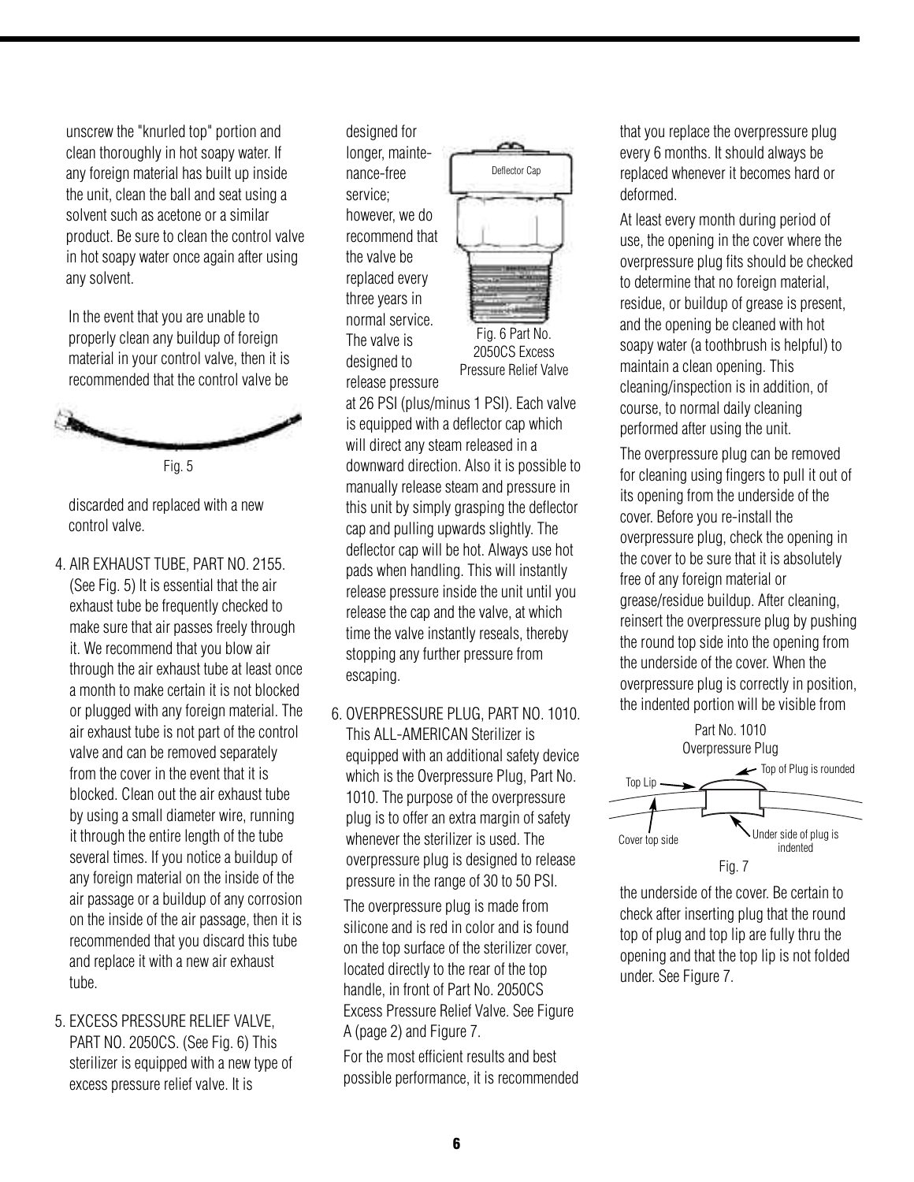unscrew the "knurled top" portion and clean thoroughly in hot soapy water. If any foreign material has built up inside the unit, clean the ball and seat using a solvent such as acetone or a similar product. Be sure to clean the control valve in hot soapy water once again after using any solvent.

In the event that you are unable to properly clean any buildup of foreign material in your control valve, then it is recommended that the control valve be discarded and replaced with a new control valve.

Fig. 5

4. AIR EXHAUST TUBE, PART NO. 2155. (See Fig. 5) It is essential that the air exhaust tube be frequently checked to make sure that air passes freely through it. We recommend that you blow air through the air exhaust tube at least once a month to make certain it is not blocked or plugged with any foreign material. The air exhaust tube is not part of the control valve and can be removed separately from the cover in the event that it is blocked. Clean out the air exhaust tube by using a small diameter wire, running it through the entire length of the tube several times. If you notice a buildup of any foreign material on the inside of the air passage or a buildup of any corrosion on the inside of the air passage, then it is recommended that you discard this tube and replace it with a new air exhaust tube.

5. EXCESS PRESSURE RELIEF VALVE, PART NO. 2050CS. (See Fig. 6) This sterilizer is equipped with a new type of excess pressure relief valve. It is designed for longer, maintenance-free service; however, we do recommend that the valve be replaced every three years in normal service. The valve is designed to release pressure at 26 PSI (plus/minus 1 PSI). Each valve is equipped with a deflector cap which will direct any steam released in a downward direction. Also it is possible to manually release steam and pressure in this unit by simply grasping the deflector cap and pulling upwards slightly. The deflector cap will be hot. Always use hot pads when handling. This will instantly release pressure inside the unit until you release the cap and the valve, at which time the valve instantly reseals, thereby stopping any further pressure from escaping.

Deflector Cap

Fig. 6 Part No. 2050CS Excess Pressure Relief Valve

6. OVERPRESSURE PLUG, PART NO. 1010. This ALL-AMERICAN Sterilizer is equipped with an additional safety device which is the Overpressure Plug, Part No. 1010. The purpose of the overpressure plug is to offer an extra margin of safety whenever the sterilizer is used. The overpressure plug is designed to release pressure in the range of 30 to 50 PSI.

   The overpressure plug is made from silicone and is red in color and is found on the top surface of the sterilizer cover, located directly to the rear of the top handle, in front of Part No. 2050CS Excess Pressure Relief Valve. See Figure A (page 2) and Figure 7.

   For the most efficient results and best possible performance, it is recommended that you replace the overpressure plug every 6 months. It should always be replaced whenever it becomes hard or deformed.

   At least every month during period of use, the opening in the cover where the overpressure plug fits should be checked to determine that no foreign material, residue, or buildup of grease is present, and the opening be cleaned with hot soapy water (a toothbrush is helpful) to maintain a clean opening. This cleaning/inspection is in addition, of course, to normal daily cleaning performed after using the unit.

   The overpressure plug can be removed for cleaning using fingers to pull it out of its opening from the underside of the cover. Before you re-install the overpressure plug, check the opening in the cover to be sure that it is absolutely free of any foreign material or grease/residue buildup. After cleaning, reinsert the overpressure plug by pushing the round top side into the opening from the underside of the cover. When the overpressure plug is correctly in position, the indented portion will be visible from the underside of the cover. Be certain to check after inserting plug that the round top of plug and top lip are fully thru the opening and that the top lip is not folded under. See Figure 7.

Part No. 1010 Overpressure Plug

Top Lip — Top of Plug is rounded — Cover top side — Under side of plug is indented

Fig. 7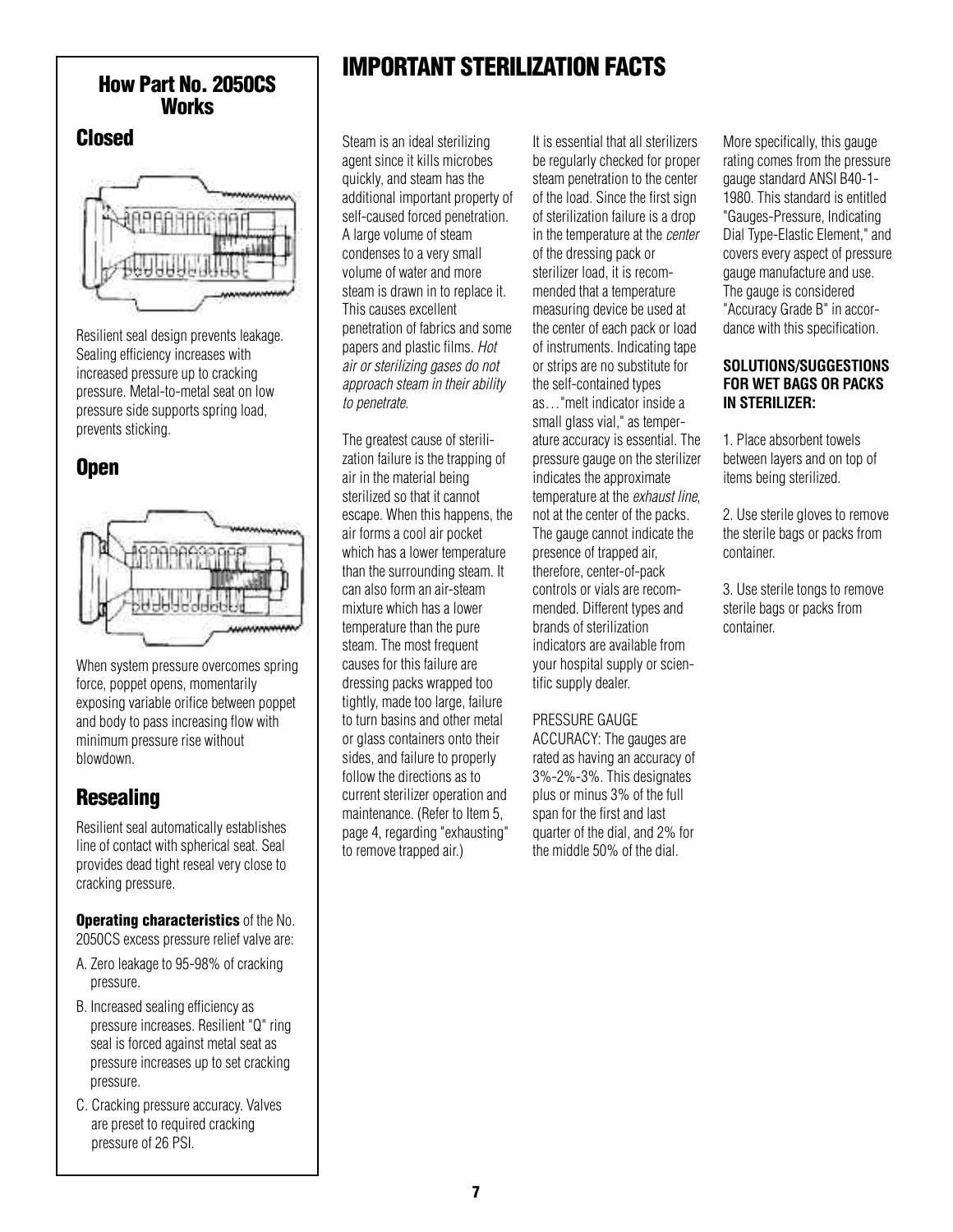## How Part No. 2050CS Works

### Closed

Resilient seal design prevents leakage. Sealing efficiency increases with increased pressure up to cracking pressure. Metal-to-metal seat on low pressure side supports spring load, prevents sticking.

### Open

When system pressure overcomes spring force, poppet opens, momentarily exposing variable orifice between poppet and body to pass increasing flow with minimum pressure rise without blowdown.

### Resealing

Resilient seal automatically establishes line of contact with spherical seat. Seal provides dead tight reseal very close to cracking pressure.

**Operating characteristics** of the No. 2050CS excess pressure relief valve are:

A. Zero leakage to 95-98% of cracking pressure.

B. Increased sealing efficiency as pressure increases. Resilient "Q" ring seal is forced against metal seat as pressure increases up to set cracking pressure.

C. Cracking pressure accuracy. Valves are preset to required cracking pressure of 26 PSI.

# IMPORTANT STERILIZATION FACTS

Steam is an ideal sterilizing agent since it kills microbes quickly, and steam has the additional important property of self-caused forced penetration. A large volume of steam condenses to a very small volume of water and more steam is drawn in to replace it. This causes excellent penetration of fabrics and some papers and plastic films. *Hot air or sterilizing gases do not approach steam in their ability to penetrate*.

The greatest cause of sterilization failure is the trapping of air in the material being sterilized so that it cannot escape. When this happens, the air forms a cool air pocket which has a lower temperature than the surrounding steam. It can also form an air-steam mixture which has a lower temperature than the pure steam. The most frequent causes for this failure are dressing packs wrapped too tightly, made too large, failure to turn basins and other metal or glass containers onto their sides, and failure to properly follow the directions as to current sterilizer operation and maintenance. (Refer to Item 5, page 4, regarding "exhausting" to remove trapped air.)

It is essential that all sterilizers be regularly checked for proper steam penetration to the center of the load. Since the first sign of sterilization failure is a drop in the temperature at the *center* of the dressing pack or sterilizer load, it is recommended that a temperature measuring device be used at the center of each pack or load of instruments. Indicating tape or strips are no substitute for the self-contained types as…"melt indicator inside a small glass vial," as temperature accuracy is essential. The pressure gauge on the sterilizer indicates the approximate temperature at the *exhaust line*, not at the center of the packs. The gauge cannot indicate the presence of trapped air, therefore, center-of-pack controls or vials are recommended. Different types and brands of sterilization indicators are available from your hospital supply or scientific supply dealer.

PRESSURE GAUGE ACCURACY: The gauges are rated as having an accuracy of 3%-2%-3%. This designates plus or minus 3% of the full span for the first and last quarter of the dial, and 2% for the middle 50% of the dial.

More specifically, this gauge rating comes from the pressure gauge standard ANSI B40-1-1980. This standard is entitled "Gauges-Pressure, Indicating Dial Type-Elastic Element," and covers every aspect of pressure gauge manufacture and use. The gauge is considered "Accuracy Grade B" in accordance with this specification.

**SOLUTIONS/SUGGESTIONS FOR WET BAGS OR PACKS IN STERILIZER:**

1. Place absorbent towels between layers and on top of items being sterilized.

2. Use sterile gloves to remove the sterile bags or packs from container.

3. Use sterile tongs to remove sterile bags or packs from container.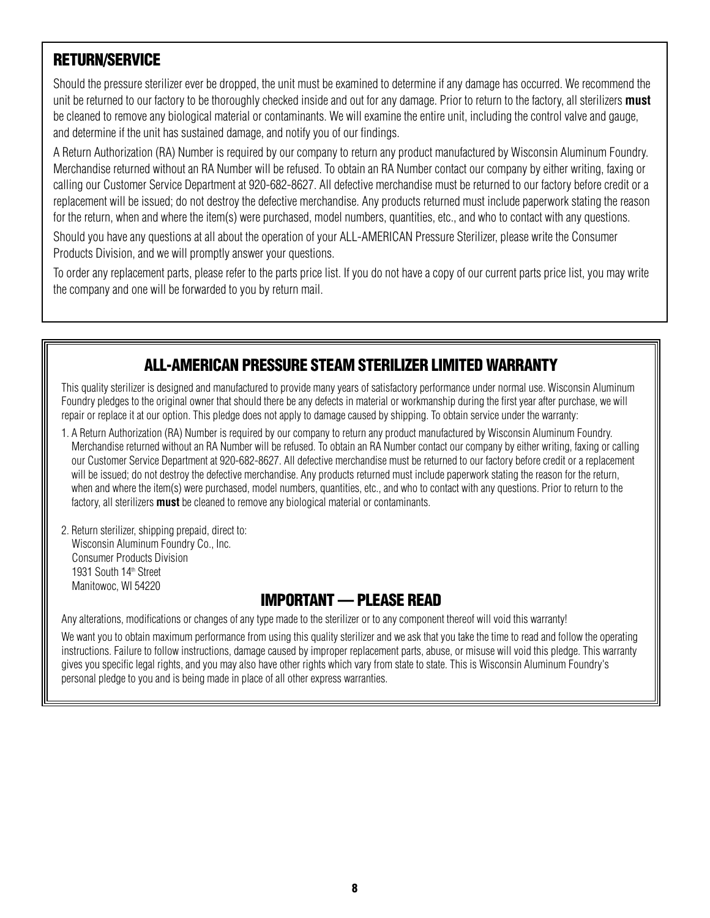## RETURN/SERVICE

Should the pressure sterilizer ever be dropped, the unit must be examined to determine if any damage has occurred. We recommend the unit be returned to our factory to be thoroughly checked inside and out for any damage. Prior to return to the factory, all sterilizers **must** be cleaned to remove any biological material or contaminants. We will examine the entire unit, including the control valve and gauge, and determine if the unit has sustained damage, and notify you of our findings.

A Return Authorization (RA) Number is required by our company to return any product manufactured by Wisconsin Aluminum Foundry. Merchandise returned without an RA Number will be refused. To obtain an RA Number contact our company by either writing, faxing or calling our Customer Service Department at 920-682-8627. All defective merchandise must be returned to our factory before credit or a replacement will be issued; do not destroy the defective merchandise. Any products returned must include paperwork stating the reason for the return, when and where the item(s) were purchased, model numbers, quantities, etc., and who to contact with any questions.

Should you have any questions at all about the operation of your ALL-AMERICAN Pressure Sterilizer, please write the Consumer Products Division, and we will promptly answer your questions.

To order any replacement parts, please refer to the parts price list. If you do not have a copy of our current parts price list, you may write the company and one will be forwarded to you by return mail.

## ALL-AMERICAN PRESSURE STEAM STERILIZER LIMITED WARRANTY

This quality sterilizer is designed and manufactured to provide many years of satisfactory performance under normal use. Wisconsin Aluminum Foundry pledges to the original owner that should there be any defects in material or workmanship during the first year after purchase, we will repair or replace it at our option. This pledge does not apply to damage caused by shipping. To obtain service under the warranty:

1. A Return Authorization (RA) Number is required by our company to return any product manufactured by Wisconsin Aluminum Foundry. Merchandise returned without an RA Number will be refused. To obtain an RA Number contact our company by either writing, faxing or calling our Customer Service Department at 920-682-8627. All defective merchandise must be returned to our factory before credit or a replacement will be issued; do not destroy the defective merchandise. Any products returned must include paperwork stating the reason for the return, when and where the item(s) were purchased, model numbers, quantities, etc., and who to contact with any questions. Prior to return to the factory, all sterilizers **must** be cleaned to remove any biological material or contaminants.

2. Return sterilizer, shipping prepaid, direct to:
   Wisconsin Aluminum Foundry Co., Inc.
   Consumer Products Division
   1931 South 14th Street
   Manitowoc, WI 54220

## IMPORTANT — PLEASE READ

Any alterations, modifications or changes of any type made to the sterilizer or to any component thereof will void this warranty!

We want you to obtain maximum performance from using this quality sterilizer and we ask that you take the time to read and follow the operating instructions. Failure to follow instructions, damage caused by improper replacement parts, abuse, or misuse will void this pledge. This warranty gives you specific legal rights, and you may also have other rights which vary from state to state. This is Wisconsin Aluminum Foundry's personal pledge to you and is being made in place of all other express warranties.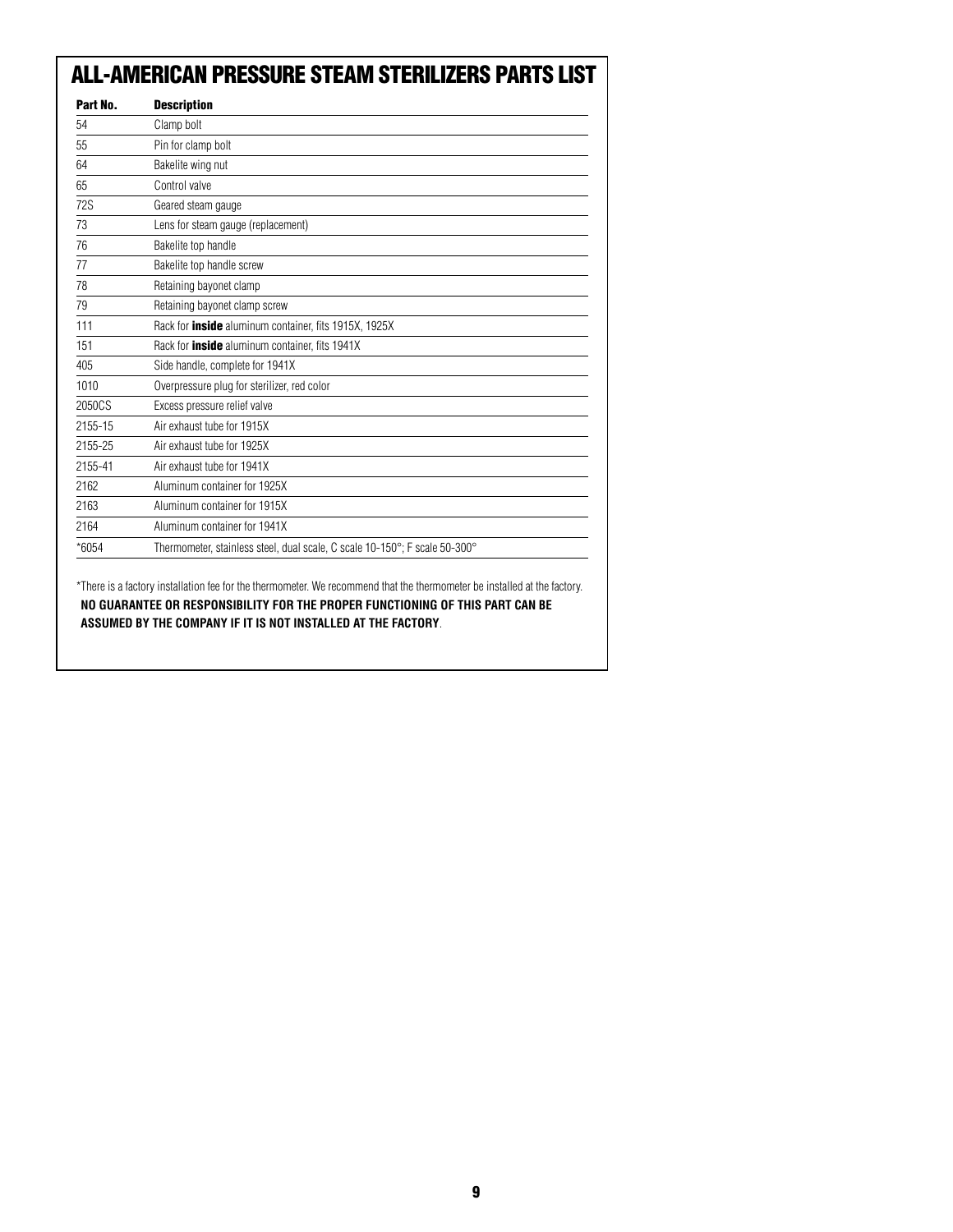# ALL-AMERICAN PRESSURE STEAM STERILIZERS PARTS LIST

| Part No. | Description |
|---|---|
| 54 | Clamp bolt |
| 55 | Pin for clamp bolt |
| 64 | Bakelite wing nut |
| 65 | Control valve |
| 72S | Geared steam gauge |
| 73 | Lens for steam gauge (replacement) |
| 76 | Bakelite top handle |
| 77 | Bakelite top handle screw |
| 78 | Retaining bayonet clamp |
| 79 | Retaining bayonet clamp screw |
| 111 | Rack for **inside** aluminum container, fits 1915X, 1925X |
| 151 | Rack for **inside** aluminum container, fits 1941X |
| 405 | Side handle, complete for 1941X |
| 1010 | Overpressure plug for sterilizer, red color |
| 2050CS | Excess pressure relief valve |
| 2155-15 | Air exhaust tube for 1915X |
| 2155-25 | Air exhaust tube for 1925X |
| 2155-41 | Air exhaust tube for 1941X |
| 2162 | Aluminum container for 1925X |
| 2163 | Aluminum container for 1915X |
| 2164 | Aluminum container for 1941X |
| *6054 | Thermometer, stainless steel, dual scale, C scale 10-150°; F scale 50-300° |

*There is a factory installation fee for the thermometer. We recommend that the thermometer be installed at the factory. **NO GUARANTEE OR RESPONSIBILITY FOR THE PROPER FUNCTIONING OF THIS PART CAN BE ASSUMED BY THE COMPANY IF IT IS NOT INSTALLED AT THE FACTORY**.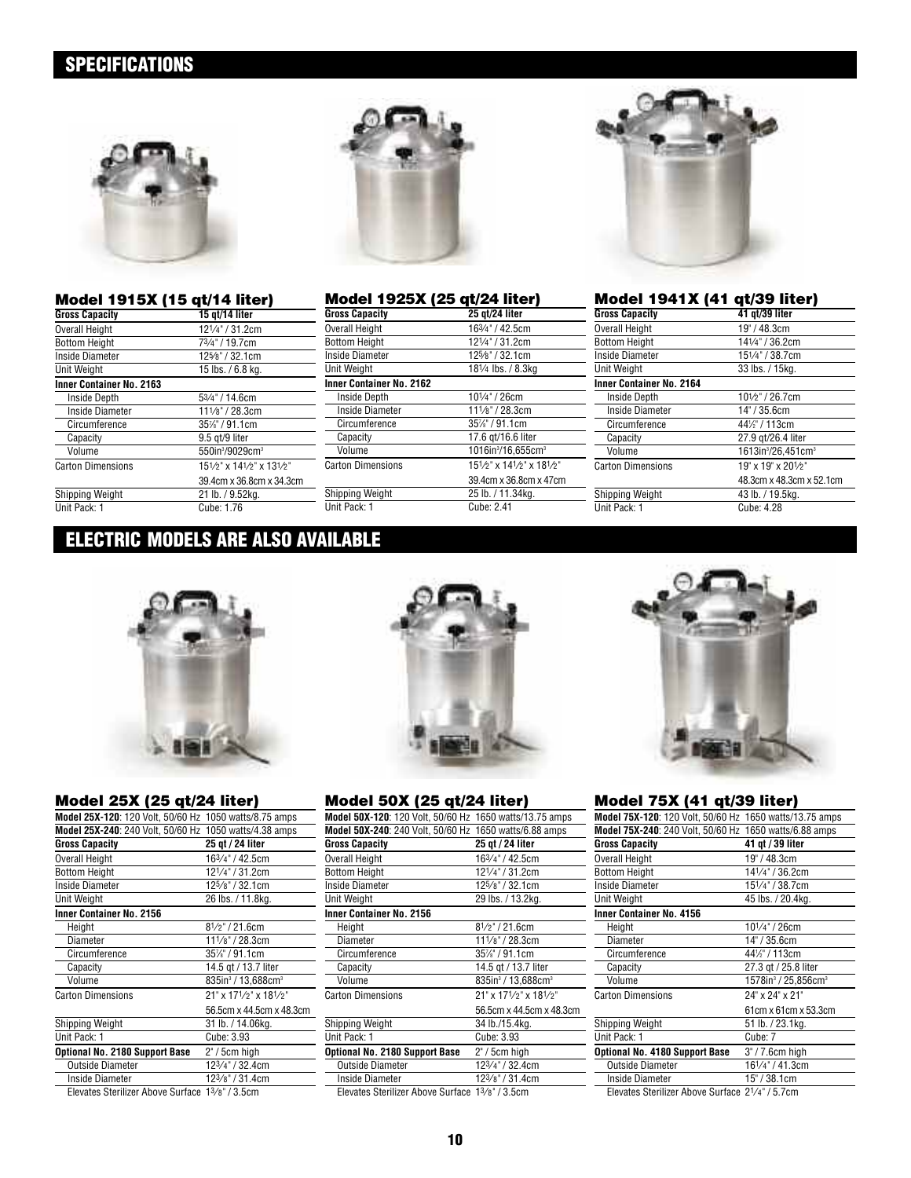## SPECIFICATIONS

### Model 1915X (15 qt/14 liter)

| Gross Capacity | 15 qt/14 liter |
|---|---|
| Overall Height | 12¼" / 31.2cm |
| Bottom Height | 7¾" / 19.7cm |
| Inside Diameter | 12⅝" / 32.1cm |
| Unit Weight | 15 lbs. / 6.8 kg. |
| **Inner Container No. 2163** | |
| Inside Depth | 5¾" / 14.6cm |
| Inside Diameter | 11⅛" / 28.3cm |
| Circumference | 35⅞" / 91.1cm |
| Capacity | 9.5 qt/9 liter |
| Volume | 550in³/9029cm³ |
| Carton Dimensions | 15½" x 14½" x 13½" 39.4cm x 36.8cm x 34.3cm |
| Shipping Weight | 21 lb. / 9.52kg. |
| Unit Pack: 1 | Cube: 1.76 |

### Model 1925X (25 qt/24 liter)

| Gross Capacity | 25 qt/24 liter |
|---|---|
| Overall Height | 16¾" / 42.5cm |
| Bottom Height | 12¼" / 31.2cm |
| Inside Diameter | 12⅝" / 32.1cm |
| Unit Weight | 18¼ lbs. / 8.3kg |
| **Inner Container No. 2162** | |
| Inside Depth | 10¼" / 26cm |
| Inside Diameter | 11⅛" / 28.3cm |
| Circumference | 35⅞" / 91.1cm |
| Capacity | 17.6 qt/16.6 liter |
| Volume | 1016in³/16,655cm³ |
| Carton Dimensions | 15½" x 14½" x 18½" 39.4cm x 36.8cm x 47cm |
| Shipping Weight | 25 lb. / 11.34kg. |
| Unit Pack: 1 | Cube: 2.41 |

### Model 1941X (41 qt/39 liter)

| Gross Capacity | 41 qt/39 liter |
|---|---|
| Overall Height | 19" / 48.3cm |
| Bottom Height | 14¼" / 36.2cm |
| Inside Diameter | 15¼" / 38.7cm |
| Unit Weight | 33 lbs. / 15kg. |
| **Inner Container No. 2164** | |
| Inside Depth | 10½" / 26.7cm |
| Inside Diameter | 14" / 35.6cm |
| Circumference | 44½" / 113cm |
| Capacity | 27.9 qt/26.4 liter |
| Volume | 1613in³/26,451cm³ |
| Carton Dimensions | 19" x 19" x 20½" 48.3cm x 48.3cm x 52.1cm |
| Shipping Weight | 43 lb. / 19.5kg. |
| Unit Pack: 1 | Cube: 4.28 |

## ELECTRIC MODELS ARE ALSO AVAILABLE

### Model 25X (25 qt/24 liter)

**Model 25X-120**: 120 Volt, 50/60 Hz 1050 watts/8.75 amps
**Model 25X-240**: 240 Volt, 50/60 Hz 1050 watts/4.38 amps

| Gross Capacity | 25 qt / 24 liter |
|---|---|
| Overall Height | 16¾" / 42.5cm |
| Bottom Height | 12¼" / 31.2cm |
| Inside Diameter | 12⅝" / 32.1cm |
| Unit Weight | 26 lbs. / 11.8kg. |
| **Inner Container No. 2156** | |
| Height | 8½" / 21.6cm |
| Diameter | 11⅛" / 28.3cm |
| Circumference | 35⅞" / 91.1cm |
| Capacity | 14.5 qt / 13.7 liter |
| Volume | 835in³ / 13,688cm³ |
| Carton Dimensions | 21" x 17½" x 18½" 56.5cm x 44.5cm x 48.3cm |
| Shipping Weight | 31 lb. / 14.06kg. |
| Unit Pack: 1 | Cube: 3.93 |
| **Optional No. 2180 Support Base** | 2" / 5cm high |
| Outside Diameter | 12¾" / 32.4cm |
| Inside Diameter | 12⅜" / 31.4cm |
| Elevates Sterilizer Above Surface | 1⅜" / 3.5cm |

### Model 50X (25 qt/24 liter)

**Model 50X-120**: 120 Volt, 50/60 Hz 1650 watts/13.75 amps
**Model 50X-240**: 240 Volt, 50/60 Hz 1650 watts/6.88 amps

| Gross Capacity | 25 qt / 24 liter |
|---|---|
| Overall Height | 16¾" / 42.5cm |
| Bottom Height | 12¼" / 31.2cm |
| Inside Diameter | 12⅝" / 32.1cm |
| Unit Weight | 29 lbs. / 13.2kg. |
| **Inner Container No. 2156** | |
| Height | 8½" / 21.6cm |
| Diameter | 11⅛" / 28.3cm |
| Circumference | 35⅞" / 91.1cm |
| Capacity | 14.5 qt / 13.7 liter |
| Volume | 835in³ / 13,688cm³ |
| Carton Dimensions | 21" x 17½" x 18½" 56.5cm x 44.5cm x 48.3cm |
| Shipping Weight | 34 lb./15.4kg. |
| Unit Pack: 1 | Cube: 3.93 |
| **Optional No. 2180 Support Base** | 2" / 5cm high |
| Outside Diameter | 12¾" / 32.4cm |
| Inside Diameter | 12⅜" / 31.4cm |
| Elevates Sterilizer Above Surface | 1⅜" / 3.5cm |

### Model 75X (41 qt/39 liter)

**Model 75X-120**: 120 Volt, 50/60 Hz 1650 watts/13.75 amps
**Model 75X-240**: 240 Volt, 50/60 Hz 1650 watts/6.88 amps

| Gross Capacity | 41 qt / 39 liter |
|---|---|
| Overall Height | 19" / 48.3cm |
| Bottom Height | 14¼" / 36.2cm |
| Inside Diameter | 15¼" / 38.7cm |
| Unit Weight | 45 lbs. / 20.4kg. |
| **Inner Container No. 4156** | |
| Height | 10¼" / 26cm |
| Diameter | 14" / 35.6cm |
| Circumference | 44½" / 113cm |
| Capacity | 27.3 qt / 25.8 liter |
| Volume | 1578in³ / 25,856cm³ |
| Carton Dimensions | 24" x 24" x 21" 61cm x 61cm x 53.3cm |
| Shipping Weight | 51 lb. / 23.1kg. |
| Unit Pack: 1 | Cube: 7 |
| **Optional No. 4180 Support Base** | 3" / 7.6cm high |
| Outside Diameter | 16¼" / 41.3cm |
| Inside Diameter | 15" / 38.1cm |
| Elevates Sterilizer Above Surface | 2¼" / 5.7cm |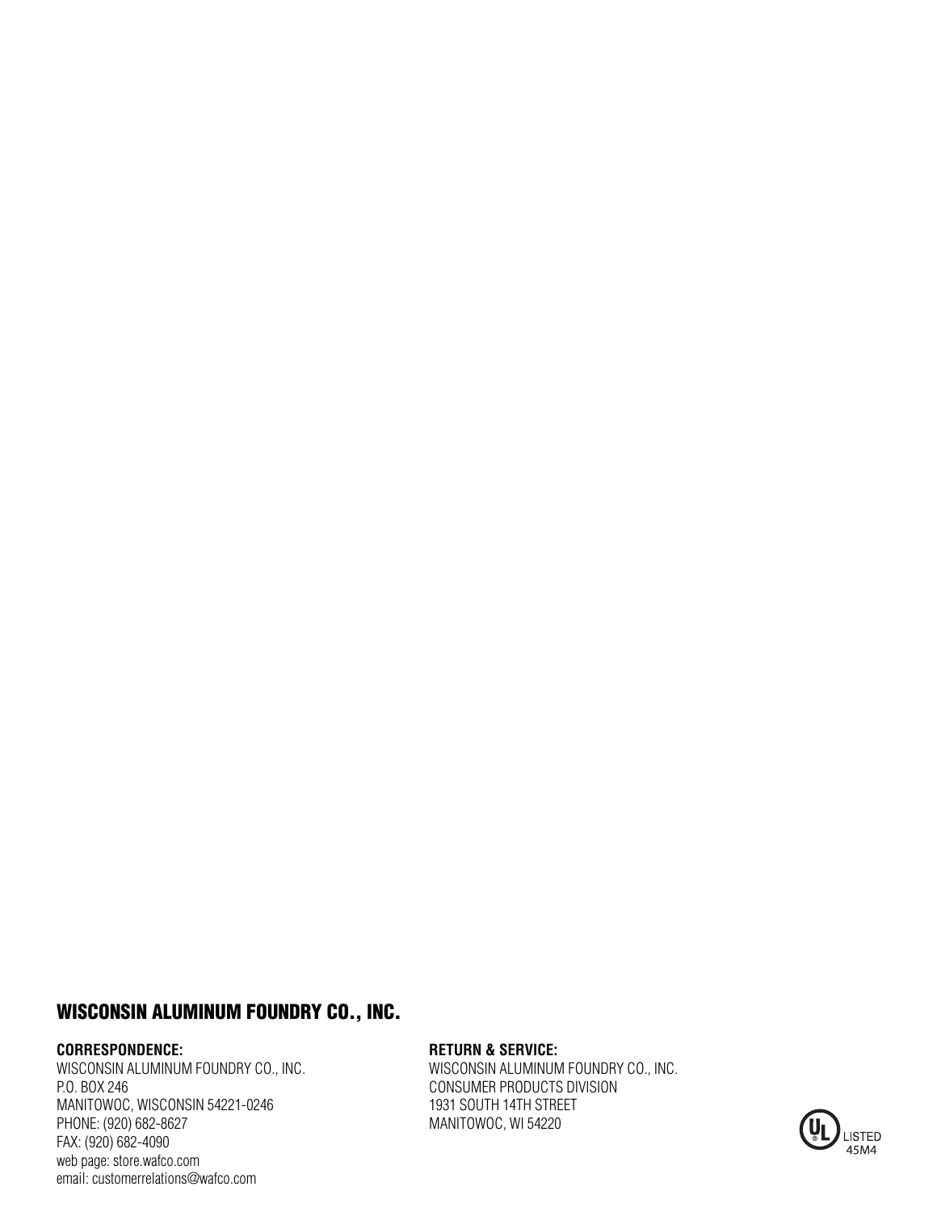## WISCONSIN ALUMINUM FOUNDRY CO., INC.

**CORRESPONDENCE:**
WISCONSIN ALUMINUM FOUNDRY CO., INC.
P.O. BOX 246
MANITOWOC, WISCONSIN 54221-0246
PHONE: (920) 682-8627
FAX: (920) 682-4090
web page: store.wafco.com
email: customerrelations@wafco.com

**RETURN & SERVICE:**
WISCONSIN ALUMINUM FOUNDRY CO., INC.
CONSUMER PRODUCTS DIVISION
1931 SOUTH 14TH STREET
MANITOWOC, WI 54220

UL LISTED
45M4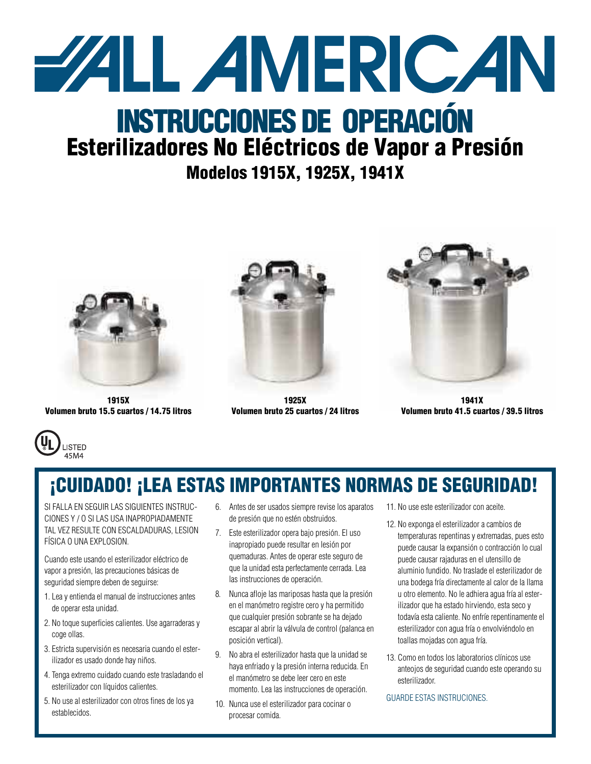# ALL AMERICAN

# INSTRUCCIONES DE OPERACIÓN

## Esterilizadores No Eléctricos de Vapor a Presión

### Modelos 1915X, 1925X, 1941X

**1915X**
**Volumen bruto 15.5 cuartos / 14.75 litros**

**1925X**
**Volumen bruto 25 cuartos / 24 litros**

**1941X**
**Volumen bruto 41.5 cuartos / 39.5 litros**

UL LISTED 45M4

## ¡CUIDADO! ¡LEA ESTAS IMPORTANTES NORMAS DE SEGURIDAD!

SI FALLA EN SEGUIR LAS SIGUIENTES INSTRUCCIONES Y / O SI LAS USA INAPROPIADAMENTE TAL VEZ RESULTE CON ESCALDADURAS, LESION FÍSICA O UNA EXPLOSION.

Cuando este usando el esterilizador eléctrico de vapor a presión, las precauciones básicas de seguridad siempre deben de seguirse:

1. Lea y entienda el manual de instrucciones antes de operar esta unidad.
2. No toque superficies calientes. Use agarraderas y coge ollas.
3. Estricta supervisión es necesaria cuando el esterilizador es usado donde hay niños.
4. Tenga extremo cuidado cuando este trasladando el esterilizador con líquidos calientes.
5. No use al esterilizador con otros fines de los ya establecidos.
6. Antes de ser usados siempre revise los aparatos de presión que no estén obstruidos.
7. Este esterilizador opera bajo presión. El uso inapropiado puede resultar en lesión por quemaduras. Antes de operar este seguro de que la unidad esta perfectamente cerrada. Lea las instrucciones de operación.
8. Nunca afloje las mariposas hasta que la presión en el manómetro registre cero y ha permitido que cualquier presión sobrante se ha dejado escapar al abrir la válvula de control (palanca en posición vertical).
9. No abra el esterilizador hasta que la unidad se haya enfriado y la presión interna reducida. En el manómetro se debe leer cero en este momento. Lea las instrucciones de operación.
10. Nunca use el esterilizador para cocinar o procesar comida.
11. No use este esterilizador con aceite.
12. No exponga el esterilizador a cambios de temperaturas repentinas y extremadas, pues esto puede causar la expansión o contracción lo cual puede causar rajaduras en el utensillo de aluminio fundido. No traslade el esterilizador de una bodega fría directamente al calor de la llama u otro elemento. No le adhiera agua fría al esterilizador que ha estado hirviendo, esta seco y todavía esta caliente. No enfríe repentinamente el esterilizador con agua fría o envolviéndolo en toallas mojadas con agua fría.
13. Como en todos los laboratorios clínicos use anteojos de seguridad cuando este operando su esterilizador.

GUARDE ESTAS INSTRUCIONES.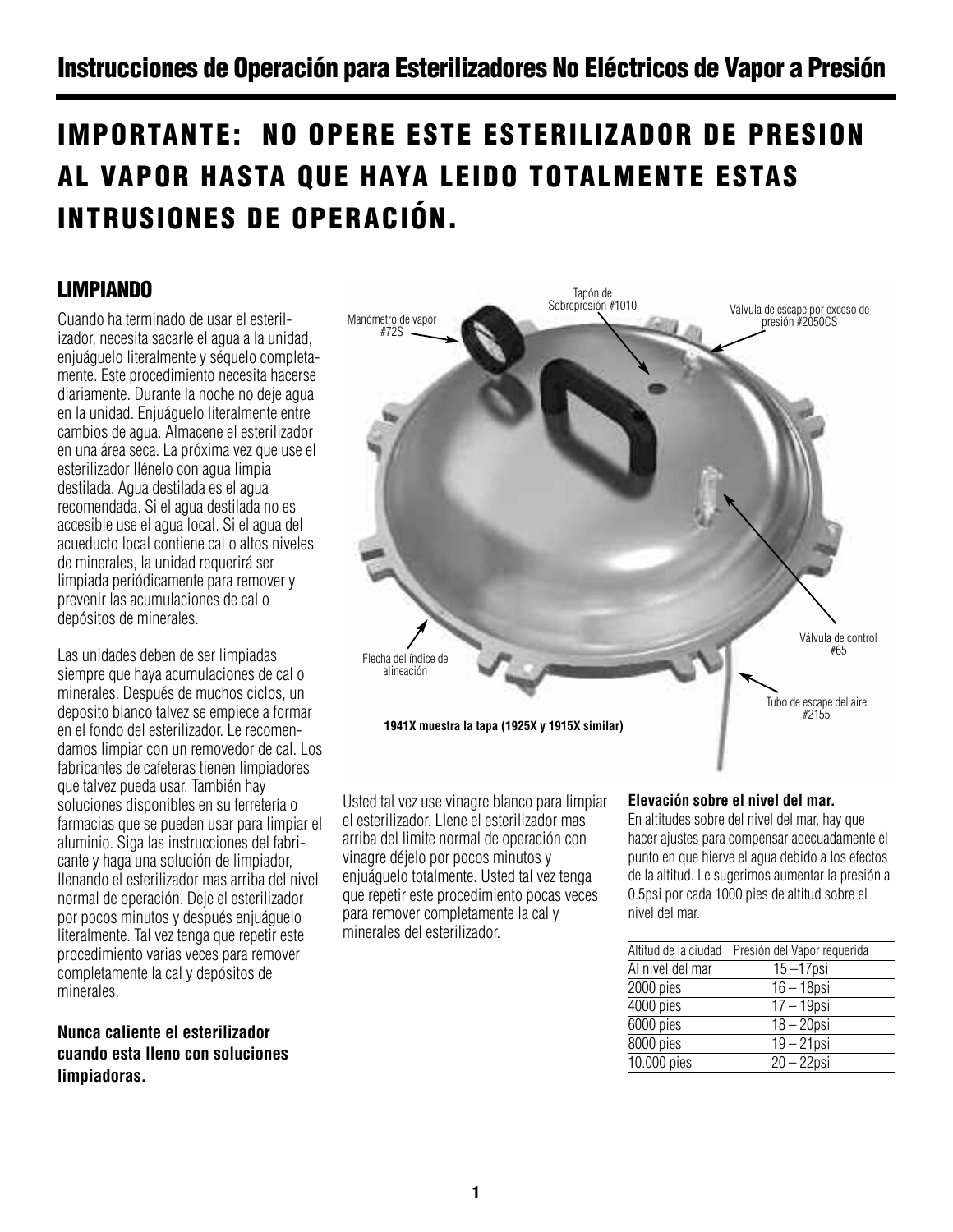# Instrucciones de Operación para Esterilizadores No Eléctricos de Vapor a Presión

## IMPORTANTE: NO OPERE ESTE ESTERILIZADOR DE PRESION AL VAPOR HASTA QUE HAYA LEIDO TOTALMENTE ESTAS INTRUSIONES DE OPERACIÓN.

### LIMPIANDO

Cuando ha terminado de usar el esterilizador, necesita sacarle el agua a la unidad, enjuáguelo literalmente y séquelo completamente. Este procedimiento necesita hacerse diariamente. Durante la noche no deje agua en la unidad. Enjuáguelo literalmente entre cambios de agua. Almacene el esterilizador en una área seca. La próxima vez que use el esterilizador llénelo con agua limpia destilada. Agua destilada es el agua recomendada. Si el agua destilada no es accesible use el agua local. Si el agua del acueducto local contiene cal o altos niveles de minerales, la unidad requerirá ser limpiada periódicamente para remover y prevenir las acumulaciones de cal o depósitos de minerales.

Las unidades deben de ser limpiadas siempre que haya acumulaciones de cal o minerales. Después de muchos ciclos, un deposito blanco talvez se empiece a formar en el fondo del esterilizador. Le recomendamos limpiar con un removedor de cal. Los fabricantes de cafeteras tienen limpiadores que talvez pueda usar. También hay soluciones disponibles en su ferretería o farmacias que se pueden usar para limpiar el aluminio. Siga las instrucciones del fabricante y haga una solución de limpiador, llenando el esterilizador mas arriba del nivel normal de operación. Deje el esterilizador por pocos minutos y después enjuáguelo literalmente. Tal vez tenga que repetir este procedimiento varias veces para remover completamente la cal y depósitos de minerales.

**Nunca caliente el esterilizador cuando esta lleno con soluciones limpiadoras.**

Manómetro de vapor #72S

Tapón de Sobrepresión #1010

Válvula de escape por exceso de presión #2050CS

Válvula de control #65

Flecha del índice de alineación

Tubo de escape del aire #2155

**1941X muestra la tapa (1925X y 1915X similar)**

Usted tal vez use vinagre blanco para limpiar el esterilizador. Llene el esterilizador mas arriba del limite normal de operación con vinagre déjelo por pocos minutos y enjuáguelo totalmente. Usted tal vez tenga que repetir este procedimiento pocas veces para remover completamente la cal y minerales del esterilizador.

**Elevación sobre el nivel del mar.**

En altitudes sobre del nivel del mar, hay que hacer ajustes para compensar adecuadamente el punto en que hierve el agua debido a los efectos de la altitud. Le sugerimos aumentar la presión a 0.5psi por cada 1000 pies de altitud sobre el nivel del mar.

| Altitud de la ciudad | Presión del Vapor requerida |
|---|---|
| Al nivel del mar | 15 –17psi |
| 2000 pies | 16 – 18psi |
| 4000 pies | 17 – 19psi |
| 6000 pies | 18 – 20psi |
| 8000 pies | 19 – 21psi |
| 10.000 pies | 20 – 22psi |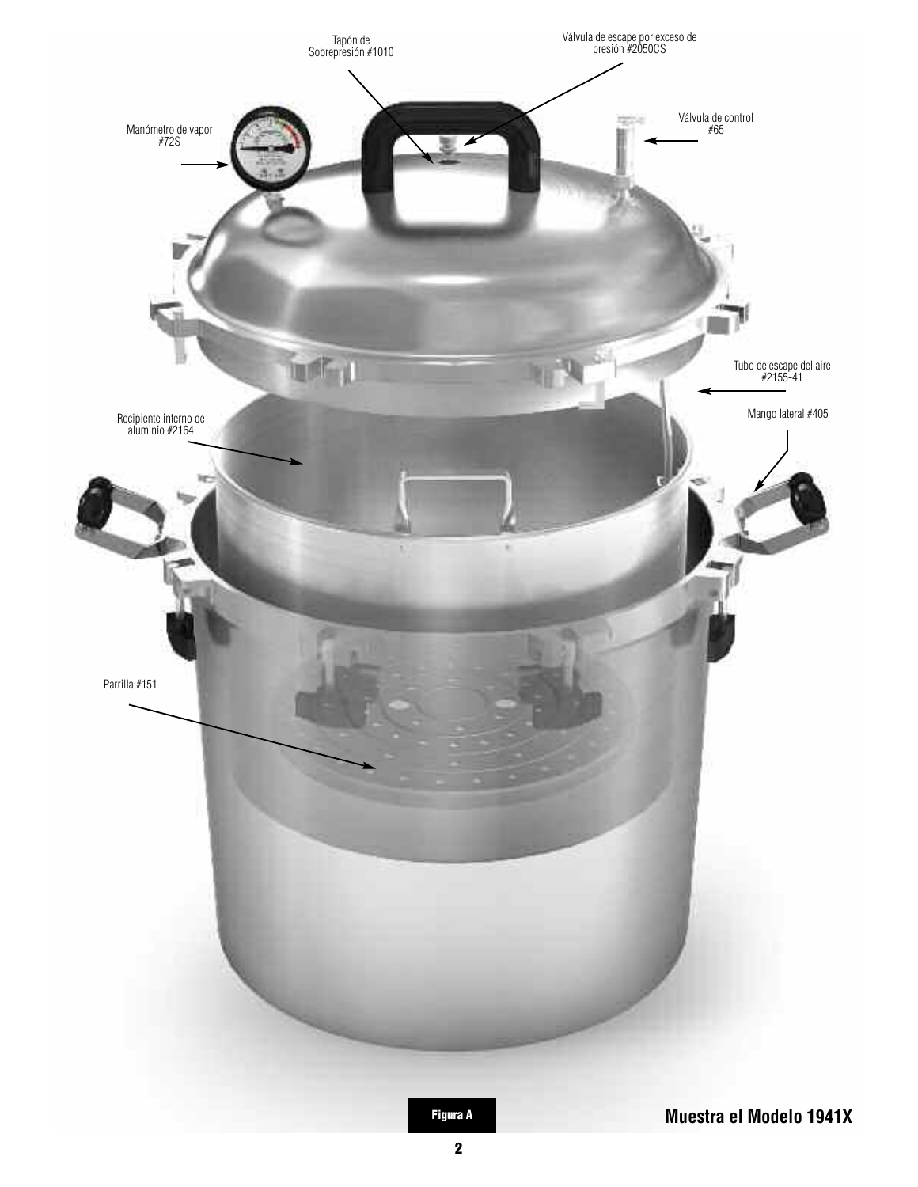Tapón de Sobrepresión #1010

Válvula de escape por exceso de presión #2050CS

Manómetro de vapor #72S

Válvula de control #65

Tubo de escape del aire #2155-41

Recipiente interno de aluminio #2164

Mango lateral #405

Parrilla #151

**Figura A**

**Muestra el Modelo 1941X**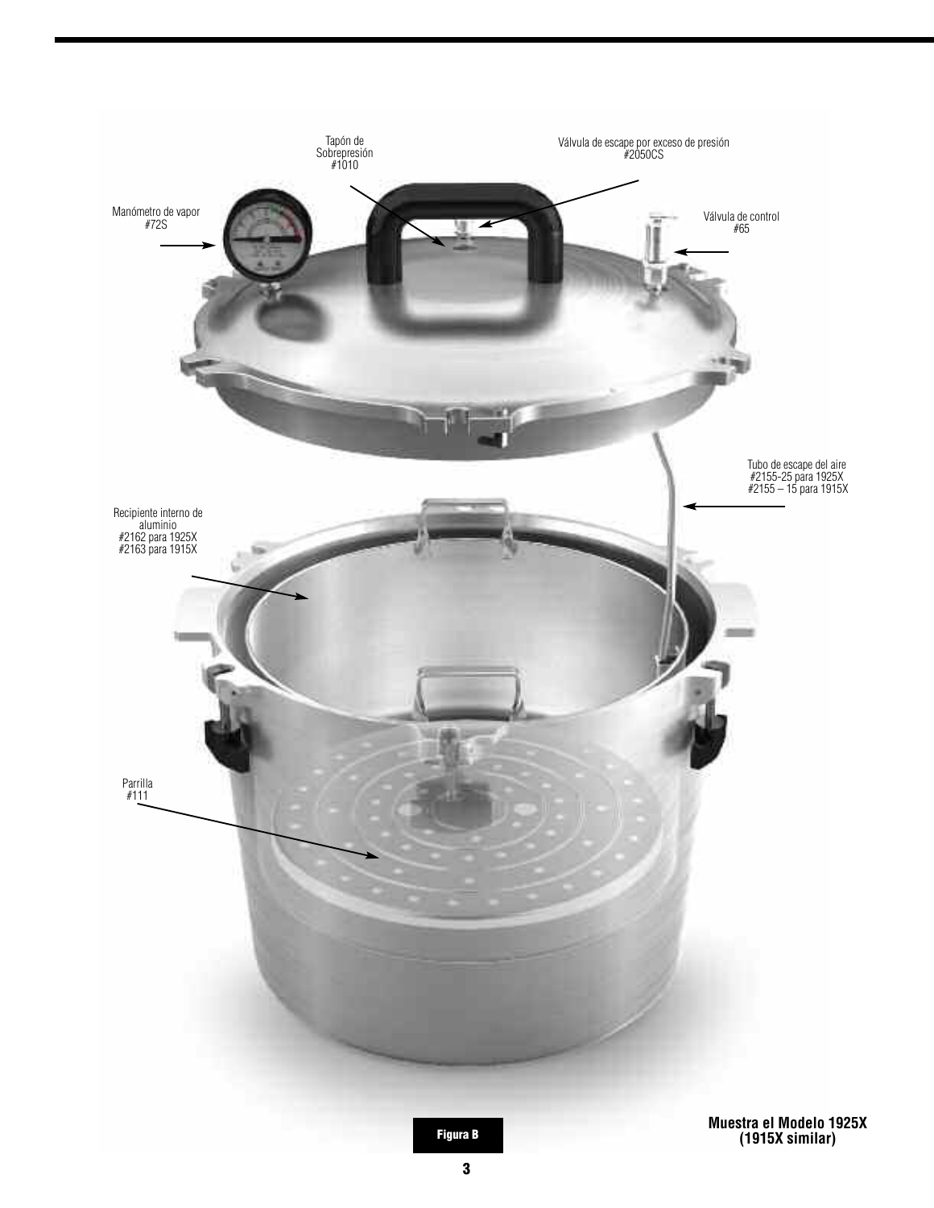Tapón de Sobrepresión
#1010

Válvula de escape por exceso de presión
#2050CS

Manómetro de vapor
#72S

Válvula de control
#65

Tubo de escape del aire
#2155-25 para 1925X
#2155 – 15 para 1915X

Recipiente interno de aluminio
#2162 para 1925X
#2163 para 1915X

Parrilla
#111

**Figura B**

**Muestra el Modelo 1925X (1915X similar)**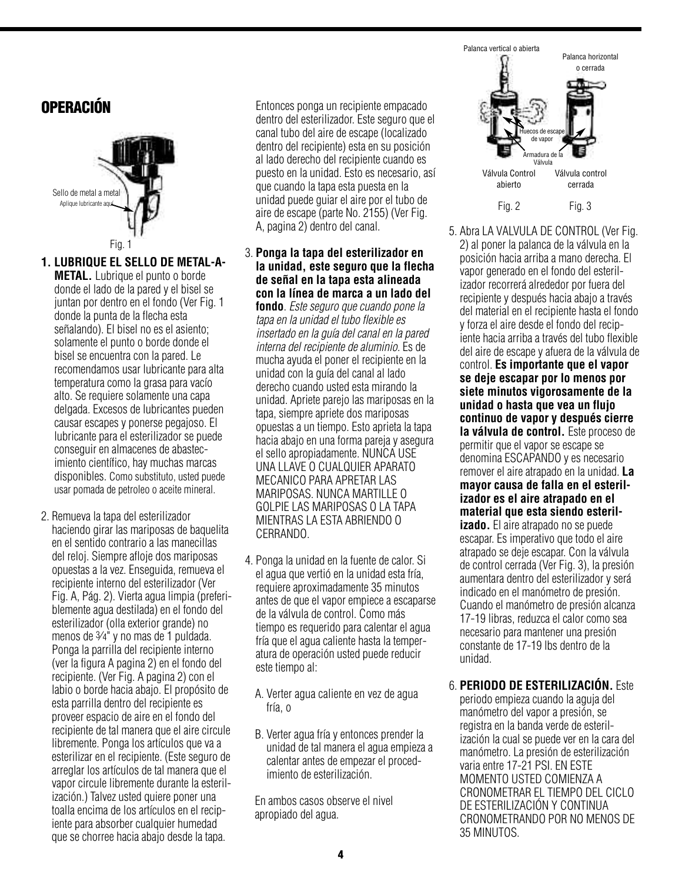## OPERACIÓN

Sello de metal a metal
Aplique lubricante aquí

Fig. 1

**1. LUBRIQUE EL SELLO DE METAL-A-METAL.** Lubrique el punto o borde donde el lado de la pared y el bisel se juntan por dentro en el fondo (Ver Fig. 1 donde la punta de la flecha esta señalando). El bisel no es el asiento; solamente el punto o borde donde el bisel se encuentra con la pared. Le recomendamos usar lubricante para alta temperatura como la grasa para vacío alto. Se requiere solamente una capa delgada. Excesos de lubricantes pueden causar escapes y ponerse pegajoso. El lubricante para el esterilizador se puede conseguir en almacenes de abastecimiento científico, hay muchas marcas disponibles. Como substituto, usted puede usar pomada de petroleo o aceite mineral.

2. Remueva la tapa del esterilizador haciendo girar las mariposas de baquelita en el sentido contrario a las manecillas del reloj. Siempre afloje dos mariposas opuestas a la vez. Enseguida, remueva el recipiente interno del esterilizador (Ver Fig. A, Pág. 2). Vierta agua limpia (preferiblemente agua destilada) en el fondo del esterilizador (olla exterior grande) no menos de ¾" y no mas de 1 puldada. Ponga la parrilla del recipiente interno (ver la figura A pagina 2) en el fondo del recipiente. (Ver Fig. A pagina 2) con el labio o borde hacia abajo. El propósito de esta parrilla dentro del recipiente es proveer espacio de aire en el fondo del recipiente de tal manera que el aire circule libremente. Ponga los artículos que va a esterilizar en el recipiente. (Este seguro de arreglar los artículos de tal manera que el vapor circule libremente durante la esterilización.) Talvez usted quiere poner una toalla encima de los artículos en el recipiente para absorber cualquier humedad que se chorree hacia abajo desde la tapa.

Entonces ponga un recipiente empacado dentro del esterilizador. Este seguro que el canal tubo del aire de escape (localizado dentro del recipiente) esta en su posición al lado derecho del recipiente cuando es puesto en la unidad. Esto es necesario, así que cuando la tapa esta puesta en la unidad puede guiar el aire por el tubo de aire de escape (parte No. 2155) (Ver Fig. A, pagina 2) dentro del canal.

3. **Ponga la tapa del esterilizador en la unidad, este seguro que la flecha de señal en la tapa esta alineada con la línea de marca a un lado del fondo**. *Este seguro que cuando pone la tapa en la unidad el tubo flexible es insertado en la guía del canal en la pared interna del recipiente de aluminio.* Es de mucha ayuda el poner el recipiente en la unidad con la guía del canal al lado derecho cuando usted esta mirando la unidad. Apriete parejo las mariposas en la tapa, siempre apriete dos mariposas opuestas a un tiempo. Esto aprieta la tapa hacia abajo en una forma pareja y asegura el sello apropiadamente. NUNCA USE UNA LLAVE O CUALQUIER APARATO MECANICO PARA APRETAR LAS MARIPOSAS. NUNCA MARTILLE O GOLPIE LAS MARIPOSAS O LA TAPA MIENTRAS LA ESTA ABRIENDO O CERRANDO.

4. Ponga la unidad en la fuente de calor. Si el agua que vertió en la unidad esta fría, requiere aproximadamente 35 minutos antes de que el vapor empiece a escaparse de la válvula de control. Como más tiempo es requerido para calentar el agua fría que el agua caliente hasta la temperatura de operación usted puede reducir este tiempo al:

   A. Verter agua caliente en vez de agua fría, o

   B. Verter agua fría y entonces prender la unidad de tal manera el agua empieza a calentar antes de empezar el procedimiento de esterilización.

   En ambos casos observe el nivel apropiado del agua.

Palanca vertical o abierta — Palanca horizontal o cerrada — Huecos de escape de vapor — Armadura de la Válvula

Válvula Control abierto — Válvula control cerrada

Fig. 2 — Fig. 3

5. Abra LA VALVULA DE CONTROL (Ver Fig. 2) al poner la palanca de la válvula en la posición hacia arriba a mano derecha. El vapor generado en el fondo del esterilizador recorrerá alrededor por fuera del recipiente y después hacia abajo a través del material en el recipiente hasta el fondo y forza el aire desde el fondo del recipiente hacia arriba a través del tubo flexible del aire de escape y afuera de la válvula de control. **Es importante que el vapor se deje escapar por lo menos por siete minutos vigorosamente de la unidad o hasta que vea un flujo continuo de vapor y después cierre la válvula de control.** Este proceso de permitir que el vapor se escape se denomina ESCAPANDO y es necesario remover el aire atrapado en la unidad. **La mayor causa de falla en el esterilizador es el aire atrapado en el material que esta siendo esterilizado.** El aire atrapado no se puede escapar. Es imperativo que todo el aire atrapado se deje escapar. Con la válvula de control cerrada (Ver Fig. 3), la presión aumentara dentro del esterilizador y será indicado en el manómetro de presión. Cuando el manómetro de presión alcanza 17-19 libras, reduzca el calor como sea necesario para mantener una presión constante de 17-19 lbs dentro de la unidad.

6. **PERIODO DE ESTERILIZACIÓN.** Este periodo empieza cuando la aguja del manómetro del vapor a presión, se registra en la banda verde de esterilización la cual se puede ver en la cara del manómetro. La presión de esterilización varia entre 17-21 PSI. EN ESTE MOMENTO USTED COMIENZA A CRONOMETRAR EL TIEMPO DEL CICLO DE ESTERILIZACIÓN Y CONTINUA CRONOMETRANDO POR NO MENOS DE 35 MINUTOS.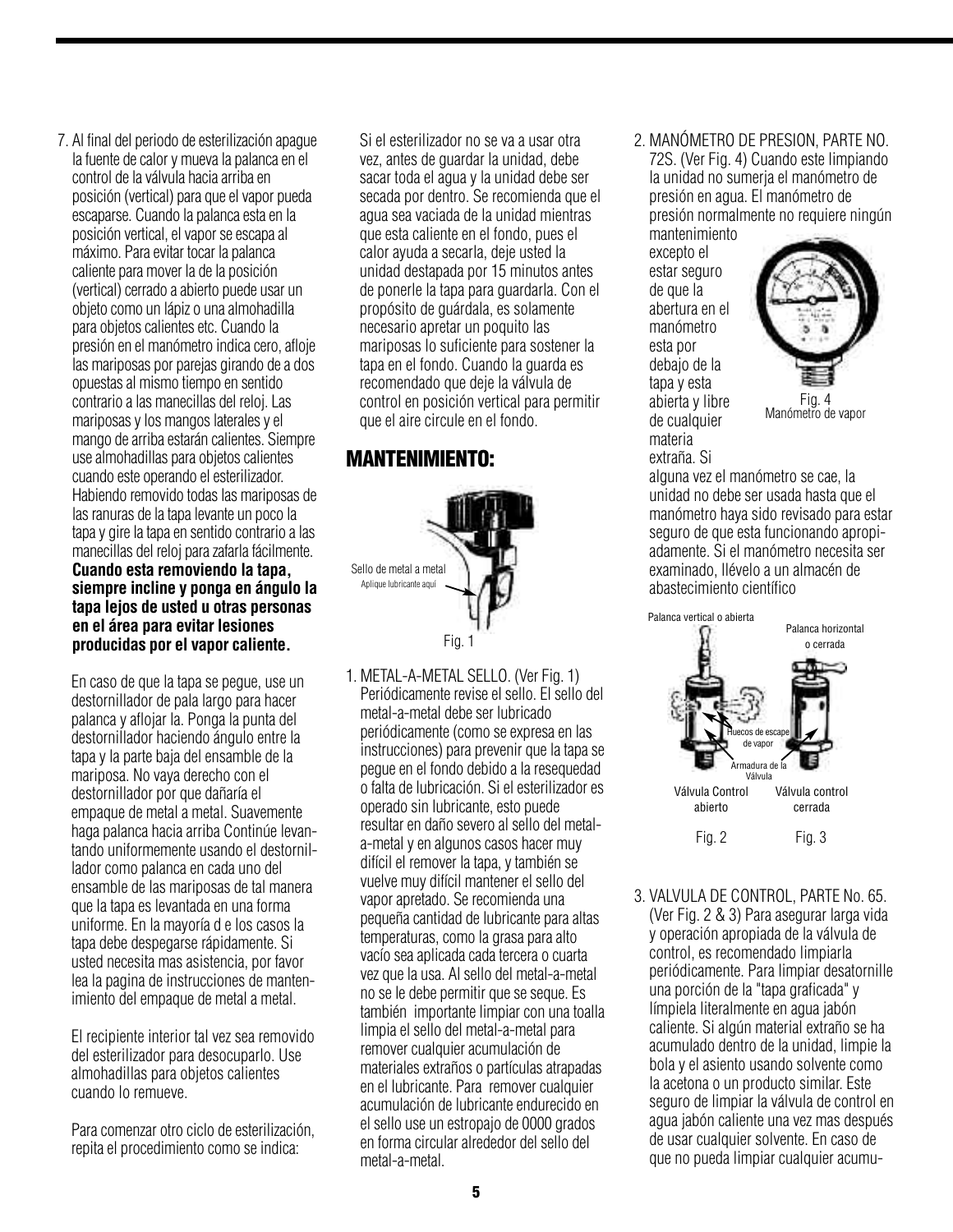7. Al final del periodo de esterilización apague la fuente de calor y mueva la palanca en el control de la válvula hacia arriba en posición (vertical) para que el vapor pueda escaparse. Cuando la palanca esta en la posición vertical, el vapor se escapa al máximo. Para evitar tocar la palanca caliente para mover la de la posición (vertical) cerrado a abierto puede usar un objeto como un lápiz o una almohadilla para objetos calientes etc. Cuando la presión en el manómetro indica cero, afloje las mariposas por parejas girando de a dos opuestas al mismo tiempo en sentido contrario a las manecillas del reloj. Las mariposas y los mangos laterales y el mango de arriba estarán calientes. Siempre use almohadillas para objetos calientes cuando este operando el esterilizador. Habiendo removido todas las mariposas de las ranuras de la tapa levante un poco la tapa y gire la tapa en sentido contrario a las manecillas del reloj para zafarla fácilmente. **Cuando esta removiendo la tapa, siempre incline y ponga en ángulo la tapa lejos de usted u otras personas en el área para evitar lesiones producidas por el vapor caliente.**

   En caso de que la tapa se pegue, use un destornillador de pala largo para hacer palanca y aflojar la. Ponga la punta del destornillador haciendo ángulo entre la tapa y la parte baja del ensamble de la mariposa. No vaya derecho con el destornillador por que dañaría el empaque de metal a metal. Suavemente haga palanca hacia arriba Continúe levantando uniformemente usando el destornillador como palanca en cada uno del ensamble de las mariposas de tal manera que la tapa es levantada en una forma uniforme. En la mayoría d e los casos la tapa debe despegarse rápidamente. Si usted necesita mas asistencia, por favor lea la pagina de instrucciones de mantenimiento del empaque de metal a metal.

   El recipiente interior tal vez sea removido del esterilizador para desocuparlo. Use almohadillas para objetos calientes cuando lo remueve.

   Para comenzar otro ciclo de esterilización, repita el procedimiento como se indica:

   Si el esterilizador no se va a usar otra vez, antes de guardar la unidad, debe sacar toda el agua y la unidad debe ser secada por dentro. Se recomienda que el agua sea vaciada de la unidad mientras que esta caliente en el fondo, pues el calor ayuda a secarla, deje usted la unidad destapada por 15 minutos antes de ponerle la tapa para guardarla. Con el propósito de guárdala, es solamente necesario apretar un poquito las mariposas lo suficiente para sostener la tapa en el fondo. Cuando la guarda es recomendado que deje la válvula de control en posición vertical para permitir que el aire circule en el fondo.

## MANTENIMIENTO:

Sello de metal a metal
Aplique lubricante aquí

Fig. 1

1. METAL-A-METAL SELLO. (Ver Fig. 1) Periódicamente revise el sello. El sello del metal-a-metal debe ser lubricado periódicamente (como se expresa en las instrucciones) para prevenir que la tapa se pegue en el fondo debido a la resequedad o falta de lubricación. Si el esterilizador es operado sin lubricante, esto puede resultar en daño severo al sello del metal-a-metal y en algunos casos hacer muy difícil el remover la tapa, y también se vuelve muy difícil mantener el sello del vapor apretado. Se recomienda una pequeña cantidad de lubricante para altas temperaturas, como la grasa para alto vacío sea aplicada cada tercera o cuarta vez que la usa. Al sello del metal-a-metal no se le debe permitir que se seque. Es también importante limpiar con una toalla limpia el sello del metal-a-metal para remover cualquier acumulación de materiales extraños o partículas atrapadas en el lubricante. Para remover cualquier acumulación de lubricante endurecido en el sello use un estropajo de 0000 grados en forma circular alrededor del sello del metal-a-metal.

2. MANÓMETRO DE PRESION, PARTE NO. 72S. (Ver Fig. 4) Cuando este limpiando la unidad no sumerja el manómetro de presión en agua. El manómetro de presión normalmente no requiere ningún mantenimiento excepto el estar seguro de que la abertura en el manómetro esta por debajo de la tapa y esta abierta y libre de cualquier materia extraña. Si alguna vez el manómetro se cae, la unidad no debe ser usada hasta que el manómetro haya sido revisado para estar seguro de que esta funcionando apropiadamente. Si el manómetro necesita ser examinado, llévelo a un almacén de abastecimiento científico

Fig. 4
Manómetro de vapor

Palanca vertical o abierta — Palanca horizontal o cerrada

Huecos de escape de vapor

Armadura de la Válvula

Válvula Control abierto — Válvula control cerrada

Fig. 2 — Fig. 3

3. VALVULA DE CONTROL, PARTE No. 65. (Ver Fig. 2 & 3) Para asegurar larga vida y operación apropiada de la válvula de control, es recomendado limpiarla periódicamente. Para limpiar desatornille una porción de la "tapa graficada" y límpiela literalmente en agua jabón caliente. Si algún material extraño se ha acumulado dentro de la unidad, limpie la bola y el asiento usando solvente como la acetona o un producto similar. Este seguro de limpiar la válvula de control en agua jabón caliente una vez mas después de usar cualquier solvente. En caso de que no pueda limpiar cualquier acumu-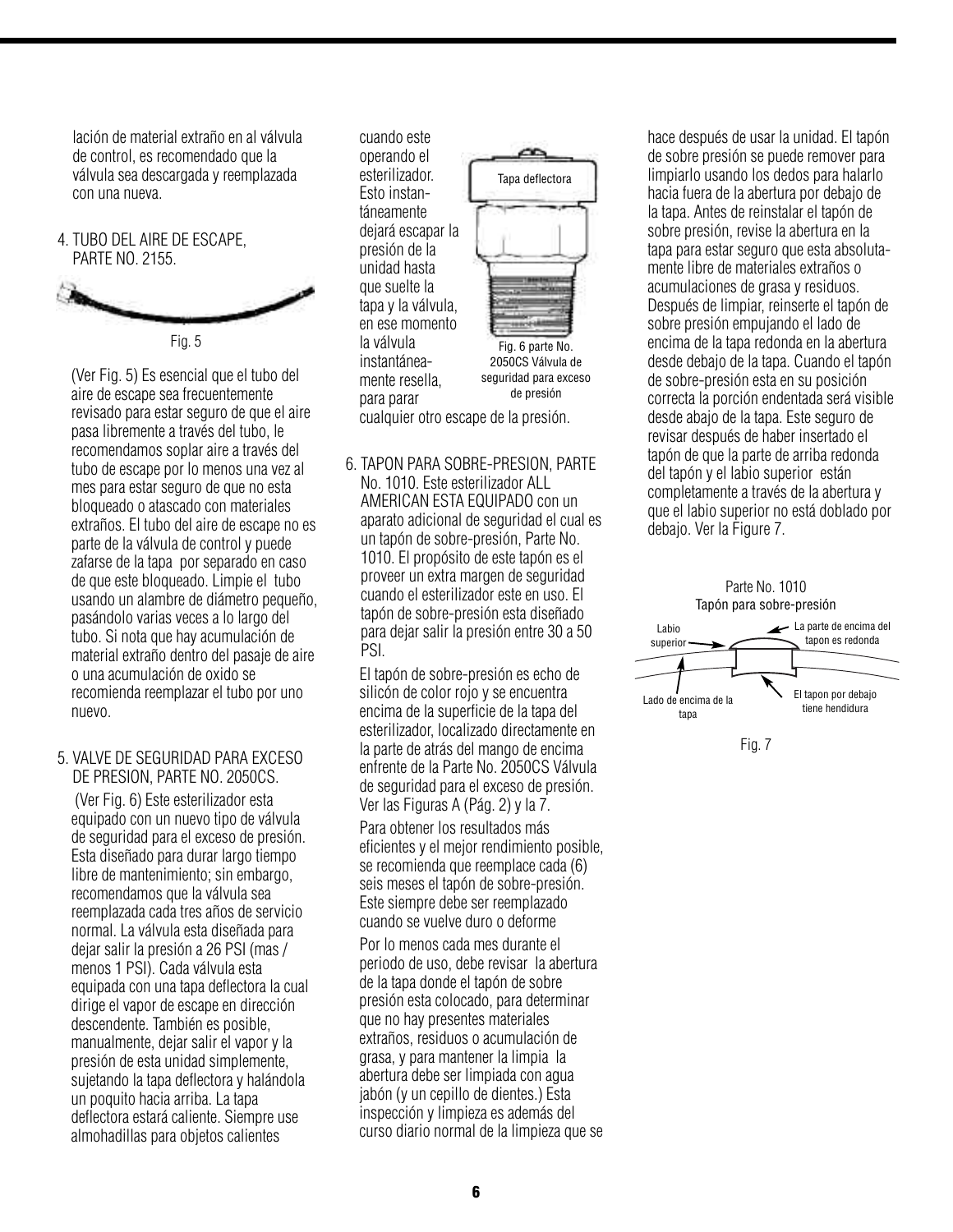lación de material extraño en al válvula de control, es recomendado que la válvula sea descargada y reemplazada con una nueva.

4. TUBO DEL AIRE DE ESCAPE, PARTE NO. 2155.

Fig. 5

(Ver Fig. 5) Es esencial que el tubo del aire de escape sea frecuentemente revisado para estar seguro de que el aire pasa libremente a través del tubo, le recomendamos soplar aire a través del tubo de escape por lo menos una vez al mes para estar seguro de que no esta bloqueado o atascado con materiales extraños. El tubo del aire de escape no es parte de la válvula de control y puede zafarse de la tapa por separado en caso de que este bloqueado. Limpie el tubo usando un alambre de diámetro pequeño, pasándolo varias veces a lo largo del tubo. Si nota que hay acumulación de material extraño dentro del pasaje de aire o una acumulación de oxido se recomienda reemplazar el tubo por uno nuevo.

5. VALVE DE SEGURIDAD PARA EXCESO DE PRESION, PARTE NO. 2050CS.

(Ver Fig. 6) Este esterilizador esta equipado con un nuevo tipo de válvula de seguridad para el exceso de presión. Esta diseñado para durar largo tiempo libre de mantenimiento; sin embargo, recomendamos que la válvula sea reemplazada cada tres años de servicio normal. La válvula esta diseñada para dejar salir la presión a 26 PSI (mas / menos 1 PSI). Cada válvula esta equipada con una tapa deflectora la cual dirige el vapor de escape en dirección descendente. También es posible, manualmente, dejar salir el vapor y la presión de esta unidad simplemente, sujetando la tapa deflectora y halándola un poquito hacia arriba. La tapa deflectora estará caliente. Siempre use almohadillas para objetos calientes cuando este operando el esterilizador. Esto instantáneamente dejará escapar la presión de la unidad hasta que suelte la tapa y la válvula, en ese momento la válvula instantáneamente resella, para parar cualquier otro escape de la presión.

Tapa deflectora

Fig. 6 parte No. 2050CS Válvula de seguridad para exceso de presión

6. TAPON PARA SOBRE-PRESION, PARTE No. 1010. Este esterilizador ALL AMERICAN ESTA EQUIPADO con un aparato adicional de seguridad el cual es un tapón de sobre-presión, Parte No. 1010. El propósito de este tapón es el proveer un extra margen de seguridad cuando el esterilizador este en uso. El tapón de sobre-presión esta diseñado para dejar salir la presión entre 30 a 50 PSI.

   El tapón de sobre-presión es echo de silicón de color rojo y se encuentra encima de la superficie de la tapa del esterilizador, localizado directamente en la parte de atrás del mango de encima enfrente de la Parte No. 2050CS Válvula de seguridad para el exceso de presión. Ver las Figuras A (Pág. 2) y la 7.

   Para obtener los resultados más eficientes y el mejor rendimiento posible, se recomienda que reemplace cada (6) seis meses el tapón de sobre-presión. Este siempre debe ser reemplazado cuando se vuelve duro o deforme

   Por lo menos cada mes durante el periodo de uso, debe revisar la abertura de la tapa donde el tapón de sobre presión esta colocado, para determinar que no hay presentes materiales extraños, residuos o acumulación de grasa, y para mantener la limpia la abertura debe ser limpiada con agua jabón (y un cepillo de dientes.) Esta inspección y limpieza es además del curso diario normal de la limpieza que se hace después de usar la unidad. El tapón de sobre presión se puede remover para limpiarlo usando los dedos para halarlo hacia fuera de la abertura por debajo de la tapa. Antes de reinstalar el tapón de sobre presión, revise la abertura en la tapa para estar seguro que esta absolutamente libre de materiales extraños o acumulaciones de grasa y residuos. Después de limpiar, reinserte el tapón de sobre presión empujando el lado de encima de la tapa redonda en la abertura desde debajo de la tapa. Cuando el tapón de sobre-presión esta en su posición correcta la porción endentada será visible desde abajo de la tapa. Este seguro de revisar después de haber insertado el tapón de que la parte de arriba redonda del tapón y el labio superior están completamente a través de la abertura y que el labio superior no está doblado por debajo. Ver la Figure 7.

Parte No. 1010
Tapón para sobre-presión

Labio superior — La parte de encima del tapon es redonda — Lado de encima de la tapa — El tapon por debajo tiene hendidura

Fig. 7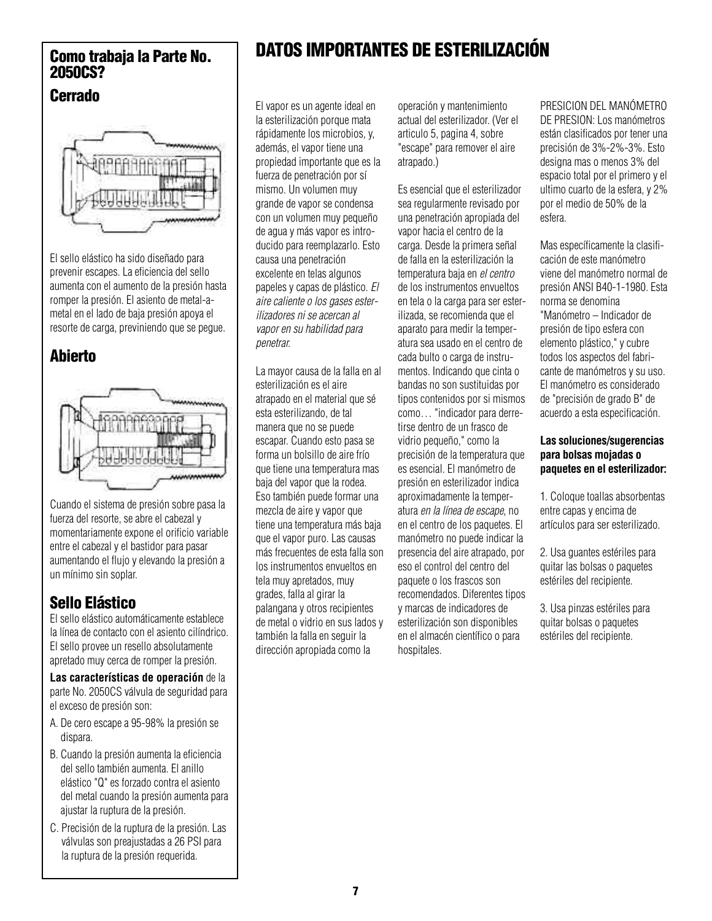## Como trabaja la Parte No. 2050CS?

### Cerrado

El sello elástico ha sido diseñado para prevenir escapes. La eficiencia del sello aumenta con el aumento de la presión hasta romper la presión. El asiento de metal-a-metal en el lado de baja presión apoya el resorte de carga, previniendo que se pegue.

### Abierto

Cuando el sistema de presión sobre pasa la fuerza del resorte, se abre el cabezal y momentariamente expone el orificio variable entre el cabezal y el bastidor para pasar aumentando el flujo y elevando la presión a un mínimo sin soplar.

### Sello Elástico

El sello elástico automáticamente establece la línea de contacto con el asiento cilíndrico. El sello provee un resello absolutamente apretado muy cerca de romper la presión.

**Las características de operación** de la parte No. 2050CS válvula de seguridad para el exceso de presión son:

A. De cero escape a 95-98% la presión se dispara.

B. Cuando la presión aumenta la eficiencia del sello también aumenta. El anillo elástico "Q" es forzado contra el asiento del metal cuando la presión aumenta para ajustar la ruptura de la presión.

C. Precisión de la ruptura de la presión. Las válvulas son preajustadas a 26 PSI para la ruptura de la presión requerida.

# DATOS IMPORTANTES DE ESTERILIZACIÓN

El vapor es un agente ideal en la esterilización porque mata rápidamente los microbios, y, además, el vapor tiene una propiedad importante que es la fuerza de penetración por sí mismo. Un volumen muy grande de vapor se condensa con un volumen muy pequeño de agua y más vapor es introducido para reemplazarlo. Esto causa una penetración excelente en telas algunos papeles y capas de plástico. *El aire caliente o los gases esterilizadores ni se acercan al vapor en su habilidad para penetrar.*

La mayor causa de la falla en al esterilización es el aire atrapado en el material que sé esta esterilizando, de tal manera que no se puede escapar. Cuando esto pasa se forma un bolsillo de aire frío que tiene una temperatura mas baja del vapor que la rodea. Eso también puede formar una mezcla de aire y vapor que tiene una temperatura más baja que el vapor puro. Las causas más frecuentes de esta falla son los instrumentos envueltos en tela muy apretados, muy grades, falla al girar la palangana y otros recipientes de metal o vidrio en sus lados y también la falla en seguir la dirección apropiada como la operación y mantenimiento actual del esterilizador. (Ver el articulo 5, pagina 4, sobre "escape" para remover el aire atrapado.)

Es esencial que el esterilizador sea regularmente revisado por una penetración apropiada del vapor hacia el centro de la carga. Desde la primera señal de falla en la esterilización la temperatura baja en *el centro* de los instrumentos envueltos en tela o la carga para ser esterilizada, se recomienda que el aparato para medir la temperatura sea usado en el centro de cada bulto o carga de instrumentos. Indicando que cinta o bandas no son sustituidas por tipos contenidos por si mismos como… "indicador para derretirse dentro de un frasco de vidrio pequeño," como la precisión de la temperatura que es esencial. El manómetro de presión en esterilizador indica aproximadamente la temperatura *en la línea de escape*, no en el centro de los paquetes. El manómetro no puede indicar la presencia del aire atrapado, por eso el control del centro del paquete o los frascos son recomendados. Diferentes tipos y marcas de indicadores de esterilización son disponibles en el almacén científico o para hospitales.

PRESICION DEL MANÓMETRO DE PRESION: Los manómetros están clasificados por tener una precisión de 3%-2%-3%. Esto designa mas o menos 3% del espacio total por el primero y el ultimo cuarto de la esfera, y 2% por el medio de 50% de la esfera.

Mas específicamente la clasificación de este manómetro viene del manómetro normal de presión ANSI B40-1-1980. Esta norma se denomina "Manómetro – Indicador de presión de tipo esfera con elemento plástico," y cubre todos los aspectos del fabricante de manómetros y su uso. El manómetro es considerado de "precisión de grado B" de acuerdo a esta especificación.

**Las soluciones/sugerencias para bolsas mojadas o paquetes en el esterilizador:**

1. Coloque toallas absorbentas entre capas y encima de artículos para ser esterilizado.

2. Usa guantes estériles para quitar las bolsas o paquetes estériles del recipiente.

3. Usa pinzas estériles para quitar bolsas o paquetes estériles del recipiente.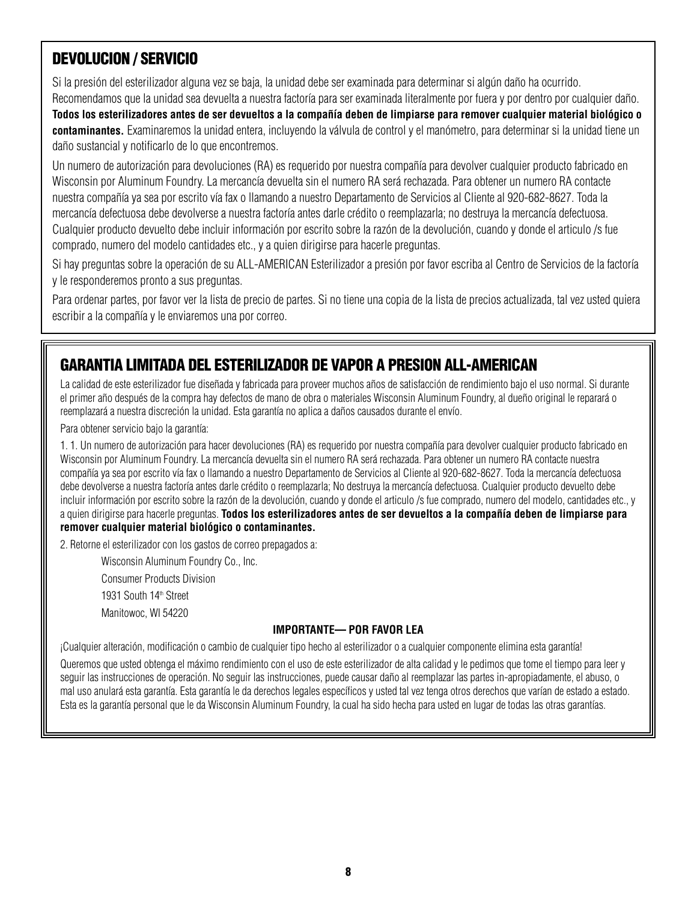## DEVOLUCION / SERVICIO

Si la presión del esterilizador alguna vez se baja, la unidad debe ser examinada para determinar si algún daño ha ocurrido. Recomendamos que la unidad sea devuelta a nuestra factoría para ser examinada literalmente por fuera y por dentro por cualquier daño. **Todos los esterilizadores antes de ser devueltos a la compañía deben de limpiarse para remover cualquier material biológico o contaminantes.** Examinaremos la unidad entera, incluyendo la válvula de control y el manómetro, para determinar si la unidad tiene un daño sustancial y notificarlo de lo que encontremos.

Un numero de autorización para devoluciones (RA) es requerido por nuestra compañía para devolver cualquier producto fabricado en Wisconsin por Aluminum Foundry. La mercancía devuelta sin el numero RA será rechazada. Para obtener un numero RA contacte nuestra compañía ya sea por escrito vía fax o llamando a nuestro Departamento de Servicios al Cliente al 920-682-8627. Toda la mercancía defectuosa debe devolverse a nuestra factoría antes darle crédito o reemplazarla; no destruya la mercancía defectuosa. Cualquier producto devuelto debe incluir información por escrito sobre la razón de la devolución, cuando y donde el articulo /s fue comprado, numero del modelo cantidades etc., y a quien dirigirse para hacerle preguntas.

Si hay preguntas sobre la operación de su ALL-AMERICAN Esterilizador a presión por favor escriba al Centro de Servicios de la factoría y le responderemos pronto a sus preguntas.

Para ordenar partes, por favor ver la lista de precio de partes. Si no tiene una copia de la lista de precios actualizada, tal vez usted quiera escribir a la compañía y le enviaremos una por correo.

## GARANTIA LIMITADA DEL ESTERILIZADOR DE VAPOR A PRESION ALL-AMERICAN

La calidad de este esterilizador fue diseñada y fabricada para proveer muchos años de satisfacción de rendimiento bajo el uso normal. Si durante el primer año después de la compra hay defectos de mano de obra o materiales Wisconsin Aluminum Foundry, al dueño original le reparará o reemplazará a nuestra discreción la unidad. Esta garantía no aplica a daños causados durante el envío.

Para obtener servicio bajo la garantía:

1. 1. Un numero de autorización para hacer devoluciones (RA) es requerido por nuestra compañía para devolver cualquier producto fabricado en Wisconsin por Aluminum Foundry. La mercancía devuelta sin el numero RA será rechazada. Para obtener un numero RA contacte nuestra compañía ya sea por escrito vía fax o llamando a nuestro Departamento de Servicios al Cliente al 920-682-8627. Toda la mercancía defectuosa debe devolverse a nuestra factoría antes darle crédito o reemplazarla; No destruya la mercancía defectuosa. Cualquier producto devuelto debe incluir información por escrito sobre la razón de la devolución, cuando y donde el articulo /s fue comprado, numero del modelo, cantidades etc., y a quien dirigirse para hacerle preguntas. **Todos los esterilizadores antes de ser devueltos a la compañía deben de limpiarse para remover cualquier material biológico o contaminantes.**

2. Retorne el esterilizador con los gastos de correo prepagados a:

   Wisconsin Aluminum Foundry Co., Inc.
   Consumer Products Division
   1931 South 14th Street
   Manitowoc, WI 54220

**IMPORTANTE— POR FAVOR LEA**

¡Cualquier alteración, modificación o cambio de cualquier tipo hecho al esterilizador o a cualquier componente elimina esta garantía!

Queremos que usted obtenga el máximo rendimiento con el uso de este esterilizador de alta calidad y le pedimos que tome el tiempo para leer y seguir las instrucciones de operación. No seguir las instrucciones, puede causar daño al reemplazar las partes in-apropiadamente, el abuso, o mal uso anulará esta garantía. Esta garantía le da derechos legales específicos y usted tal vez tenga otros derechos que varían de estado a estado. Esta es la garantía personal que le da Wisconsin Aluminum Foundry, la cual ha sido hecha para usted en lugar de todas las otras garantías.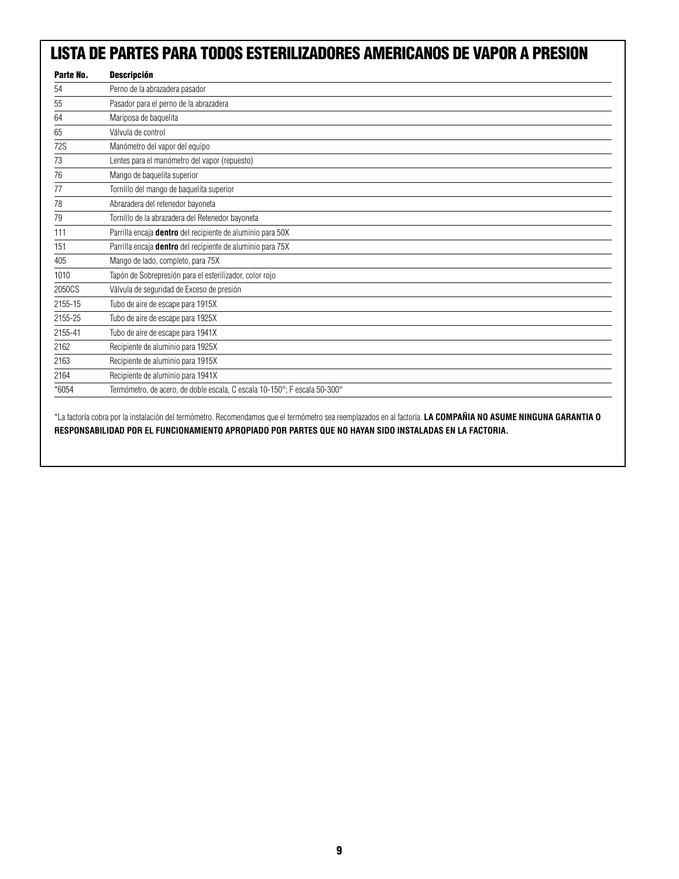## LISTA DE PARTES PARA TODOS ESTERILIZADORES AMERICANOS DE VAPOR A PRESION

| Parte No. | Descripción |
|---|---|
| 54 | Perno de la abrazadera pasador |
| 55 | Pasador para el perno de la abrazadera |
| 64 | Mariposa de baquelita |
| 65 | Válvula de control |
| 72S | Manómetro del vapor del equipo |
| 73 | Lentes para el manómetro del vapor (repuesto) |
| 76 | Mango de baquelita superior |
| 77 | Tornillo del mango de baquelita superior |
| 78 | Abrazadera del retenedor bayoneta |
| 79 | Tornillo de la abrazadera del Retenedor bayoneta |
| 111 | Parrilla encaja **dentro** del recipiente de aluminio para 50X |
| 151 | Parrilla encaja **dentro** del recipiente de aluminio para 75X |
| 405 | Mango de lado, completo, para 75X |
| 1010 | Tapón de Sobrepresión para el esterilizador, color rojo |
| 2050CS | Válvula de seguridad de Exceso de presión |
| 2155-15 | Tubo de aire de escape para 1915X |
| 2155-25 | Tubo de aire de escape para 1925X |
| 2155-41 | Tubo de aire de escape para 1941X |
| 2162 | Recipiente de aluminio para 1925X |
| 2163 | Recipiente de aluminio para 1915X |
| 2164 | Recipiente de aluminio para 1941X |
| *6054 | Termómetro, de acero, de doble escala, C escala 10-150°; F escala 50-300° |

*La factoría cobra por la instalación del termómetro. Recomendamos que el termómetro sea reemplazados en al factoría. **LA COMPAÑIA NO ASUME NINGUNA GARANTIA O RESPONSABILIDAD POR EL FUNCIONAMIENTO APROPIADO POR PARTES QUE NO HAYAN SIDO INSTALADAS EN LA FACTORIA.**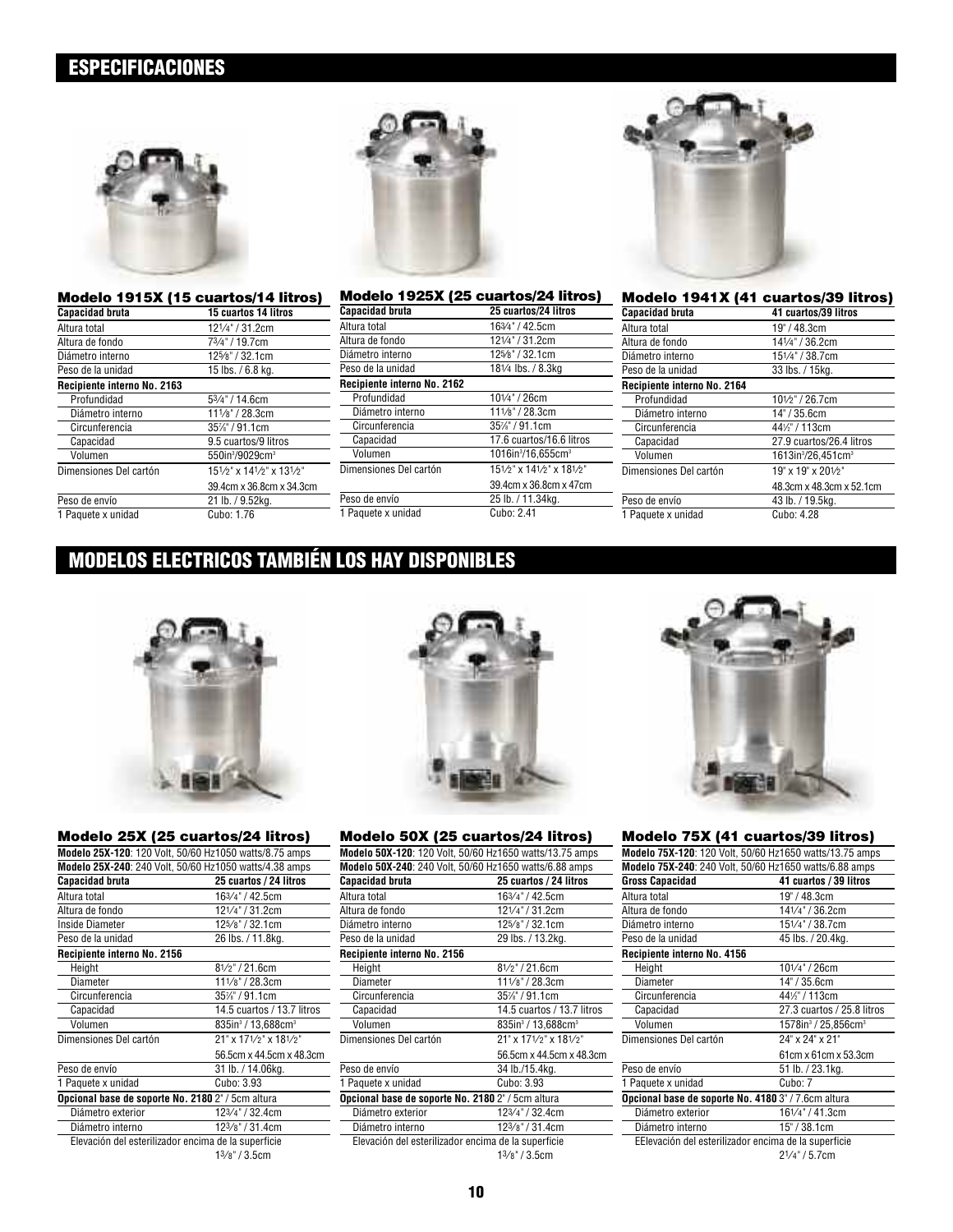## ESPECIFICACIONES

### Modelo 1915X (15 cuartos/14 litros)

| Capacidad bruta | 15 cuartos 14 litros |
|---|---|
| Altura total | 12¼" / 31.2cm |
| Altura de fondo | 7¾" / 19.7cm |
| Diámetro interno | 12⅝" / 32.1cm |
| Peso de la unidad | 15 lbs. / 6.8 kg. |
| **Recipiente interno No. 2163** | |
| Profundidad | 5¾" / 14.6cm |
| Diámetro interno | 11⅛" / 28.3cm |
| Circunferencia | 35⅞" / 91.1cm |
| Capacidad | 9.5 cuartos/9 litros |
| Volumen | 550in³/9029cm³ |
| Dimensiones Del cartón | 15½" x 14½" x 13½" |
| | 39.4cm x 36.8cm x 34.3cm |
| Peso de envío | 21 lb. / 9.52kg. |
| 1 Paquete x unidad | Cubo: 1.76 |

### Modelo 1925X (25 cuartos/24 litros)

| Capacidad bruta | 25 cuartos/24 litros |
|---|---|
| Altura total | 16¾" / 42.5cm |
| Altura de fondo | 12¼" / 31.2cm |
| Diámetro interno | 12⅝" / 32.1cm |
| Peso de la unidad | 18¼ lbs. / 8.3kg |
| **Recipiente interno No. 2162** | |
| Profundidad | 10¼" / 26cm |
| Diámetro interno | 11⅛" / 28.3cm |
| Circunferencia | 35⅞" / 91.1cm |
| Capacidad | 17.6 cuartos/16.6 litros |
| Volumen | 1016in³/16,655cm³ |
| Dimensiones Del cartón | 15½" x 14½" x 18½" |
| | 39.4cm x 36.8cm x 47cm |
| Peso de envío | 25 lb. / 11.34kg. |
| 1 Paquete x unidad | Cubo: 2.41 |

### Modelo 1941X (41 cuartos/39 litros)

| Capacidad bruta | 41 cuartos/39 litros |
|---|---|
| Altura total | 19" / 48.3cm |
| Altura de fondo | 14¼" / 36.2cm |
| Diámetro interno | 15¼" / 38.7cm |
| Peso de la unidad | 33 lbs. / 15kg. |
| **Recipiente interno No. 2164** | |
| Profundidad | 10½" / 26.7cm |
| Diámetro interno | 14" / 35.6cm |
| Circunferencia | 44½" / 113cm |
| Capacidad | 27.9 cuartos/26.4 litros |
| Volumen | 1613in³/26,451cm³ |
| Dimensiones Del cartón | 19" x 19" x 20½" |
| | 48.3cm x 48.3cm x 52.1cm |
| Peso de envío | 43 lb. / 19.5kg. |
| 1 Paquete x unidad | Cubo: 4.28 |

## MODELOS ELECTRICOS TAMBIÉN LOS HAY DISPONIBLES

### Modelo 25X (25 cuartos/24 litros)

**Modelo 25X-120**: 120 Volt, 50/60 Hz1050 watts/8.75 amps
**Modelo 25X-240**: 240 Volt, 50/60 Hz1050 watts/4.38 amps

| Capacidad bruta | 25 cuartos / 24 litros |
|---|---|
| Altura total | 16¾" / 42.5cm |
| Altura de fondo | 12¼" / 31.2cm |
| Inside Diameter | 12⅝" / 32.1cm |
| Peso de la unidad | 26 lbs. / 11.8kg. |
| **Recipiente interno No. 2156** | |
| Height | 8½" / 21.6cm |
| Diameter | 11⅛" / 28.3cm |
| Circunferencia | 35⅞" / 91.1cm |
| Capacidad | 14.5 cuartos / 13.7 litros |
| Volumen | 835in³ / 13,688cm³ |
| Dimensiones Del cartón | 21" x 17½" x 18½" |
| | 56.5cm x 44.5cm x 48.3cm |
| Peso de envío | 31 lb. / 14.06kg. |
| 1 Paquete x unidad | Cubo: 3.93 |
| **Opcional base de soporte No. 2180** 2" / 5cm altura | |
| Diámetro exterior | 12¾" / 32.4cm |
| Diámetro interno | 12⅜" / 31.4cm |
| Elevación del esterilizador encima de la superficie | 1⅜" / 3.5cm |

### Modelo 50X (25 cuartos/24 litros)

**Modelo 50X-120**: 120 Volt, 50/60 Hz1650 watts/13.75 amps
**Modelo 50X-240**: 240 Volt, 50/60 Hz1650 watts/6.88 amps

| Capacidad bruta | 25 cuartos / 24 litros |
|---|---|
| Altura total | 16¾" / 42.5cm |
| Altura de fondo | 12¼" / 31.2cm |
| Diámetro interno | 12⅝" / 32.1cm |
| Peso de la unidad | 29 lbs. / 13.2kg. |
| **Recipiente interno No. 2156** | |
| Height | 8½" / 21.6cm |
| Diameter | 11⅛" / 28.3cm |
| Circunferencia | 35⅞" / 91.1cm |
| Capacidad | 14.5 cuartos / 13.7 litros |
| Volumen | 835in³ / 13,688cm³ |
| Dimensiones Del cartón | 21" x 17½" x 18½" |
| | 56.5cm x 44.5cm x 48.3cm |
| Peso de envío | 34 lb./15.4kg. |
| 1 Paquete x unidad | Cubo: 3.93 |
| **Opcional base de soporte No. 2180** 2" / 5cm altura | |
| Diámetro exterior | 12¾" / 32.4cm |
| Diámetro interno | 12⅜" / 31.4cm |
| Elevación del esterilizador encima de la superficie | 1⅜" / 3.5cm |

### Modelo 75X (41 cuartos/39 litros)

**Modelo 75X-120**: 120 Volt, 50/60 Hz1650 watts/13.75 amps
**Modelo 75X-240**: 240 Volt, 50/60 Hz1650 watts/6.88 amps

| Gross Capacidad | 41 cuartos / 39 litros |
|---|---|
| Altura total | 19" / 48.3cm |
| Altura de fondo | 14¼" / 36.2cm |
| Diámetro interno | 15¼" / 38.7cm |
| Peso de la unidad | 45 lbs. / 20.4kg. |
| **Recipiente interno No. 4156** | |
| Height | 10¼" / 26cm |
| Diameter | 14" / 35.6cm |
| Circunferencia | 44½" / 113cm |
| Capacidad | 27.3 cuartos / 25.8 litros |
| Volumen | 1578in³ / 25,856cm³ |
| Dimensiones Del cartón | 24" x 24" x 21" |
| | 61cm x 61cm x 53.3cm |
| Peso de envío | 51 lb. / 23.1kg. |
| 1 Paquete x unidad | Cubo: 7 |
| **Opcional base de soporte No. 4180** 3" / 7.6cm altura | |
| Diámetro exterior | 16¼" / 41.3cm |
| Diámetro interno | 15" / 38.1cm |
| EElevación del esterilizador encima de la superficie | 2¼" / 5.7cm |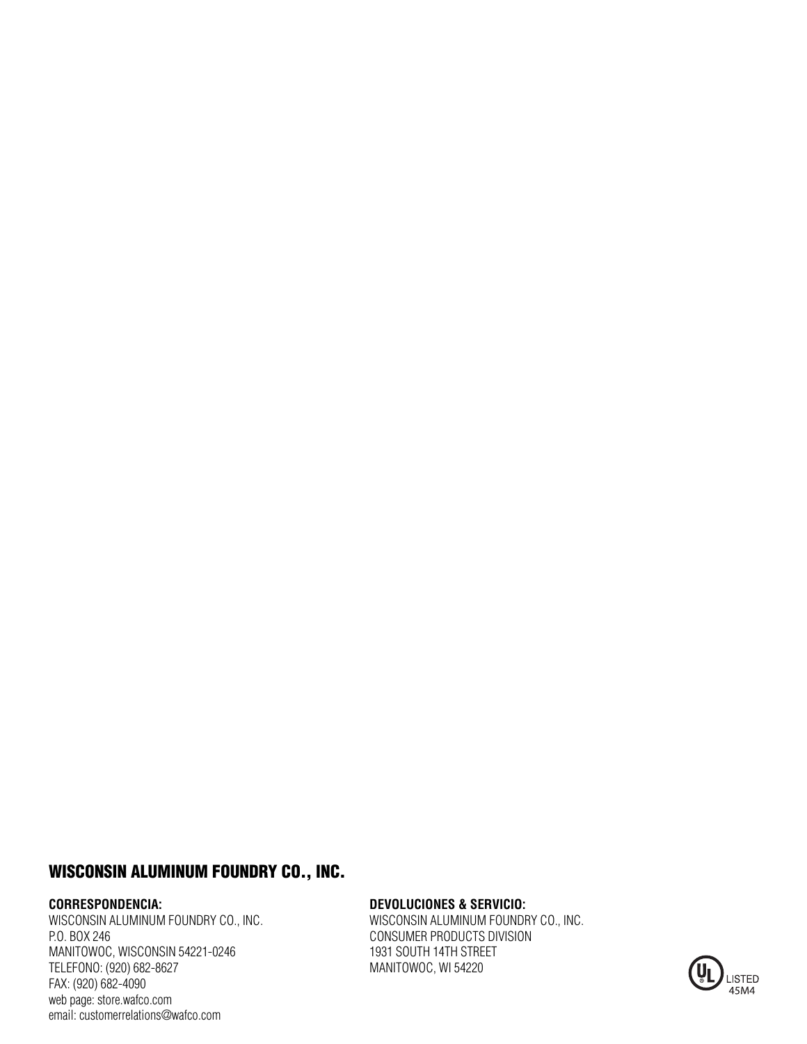## WISCONSIN ALUMINUM FOUNDRY CO., INC.

**CORRESPONDENCIA:**
WISCONSIN ALUMINUM FOUNDRY CO., INC.
P.O. BOX 246
MANITOWOC, WISCONSIN 54221-0246
TELEFONO: (920) 682-8627
FAX: (920) 682-4090
web page: store.wafco.com
email: customerrelations@wafco.com

**DEVOLUCIONES & SERVICIO:**
WISCONSIN ALUMINUM FOUNDRY CO., INC.
CONSUMER PRODUCTS DIVISION
1931 SOUTH 14TH STREET
MANITOWOC, WI 54220

UL LISTED
45M4